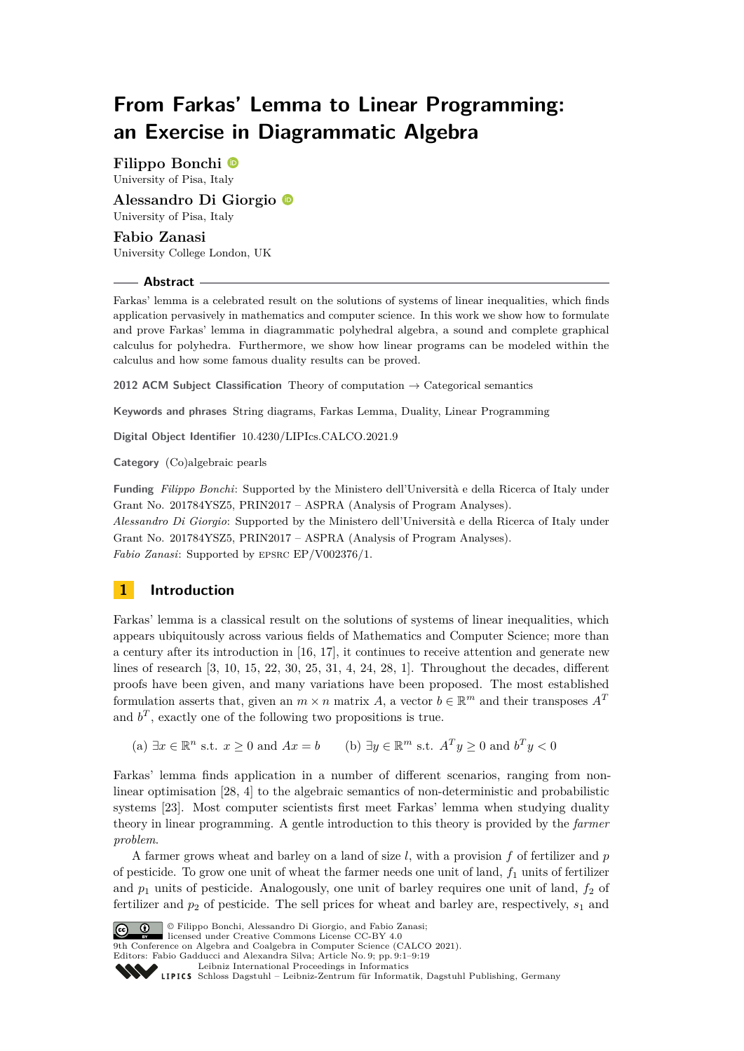# From Farkas' Lemma to Linear Programming: an Exercise in Diagrammatic Algebra

**Filippo Bonchi**
University of Pisa, Italy

**Alessandro Di Giorgio**
University of Pisa, Italy

**Fabio Zanasi**
University College London, UK

## Abstract

Farkas' lemma is a celebrated result on the solutions of systems of linear inequalities, which finds application pervasively in mathematics and computer science. In this work we show how to formulate and prove Farkas' lemma in diagrammatic polyhedral algebra, a sound and complete graphical calculus for polyhedra. Furthermore, we show how linear programs can be modeled within the calculus and how some famous duality results can be proved.

**2012 ACM Subject Classification** Theory of computation → Categorical semantics

**Keywords and phrases** String diagrams, Farkas Lemma, Duality, Linear Programming

**Digital Object Identifier** 10.4230/LIPIcs.CALCO.2021.9

**Category** (Co)algebraic pearls

**Funding** *Filippo Bonchi*: Supported by the Ministero dell'Università e della Ricerca of Italy under Grant No. 201784YSZ5, PRIN2017 – ASPRA (Analysis of Program Analyses).
*Alessandro Di Giorgio*: Supported by the Ministero dell'Università e della Ricerca of Italy under Grant No. 201784YSZ5, PRIN2017 – ASPRA (Analysis of Program Analyses).
*Fabio Zanasi*: Supported by EPSRC EP/V002376/1.

## 1 Introduction

Farkas' lemma is a classical result on the solutions of systems of linear inequalities, which appears ubiquitously across various fields of Mathematics and Computer Science; more than a century after its introduction in [16, 17], it continues to receive attention and generate new lines of research [3, 10, 15, 22, 30, 25, 31, 4, 24, 28, 1]. Throughout the decades, different proofs have been given, and many variations have been proposed. The most established formulation asserts that, given an $m \times n$ matrix $A$, a vector $b \in \mathbb{R}^m$ and their transposes $A^T$ and $b^T$, exactly one of the following two propositions is true.

$$\text{(a) } \exists x \in \mathbb{R}^n \text{ s.t. } x \geq 0 \text{ and } Ax = b \qquad \text{(b) } \exists y \in \mathbb{R}^m \text{ s.t. } A^T y \geq 0 \text{ and } b^T y < 0$$

Farkas' lemma finds application in a number of different scenarios, ranging from non-linear optimisation [28, 4] to the algebraic semantics of non-deterministic and probabilistic systems [23]. Most computer scientists first meet Farkas' lemma when studying duality theory in linear programming. A gentle introduction to this theory is provided by the *farmer problem*.

A farmer grows wheat and barley on a land of size $l$, with a provision $f$ of fertilizer and $p$ of pesticide. To grow one unit of wheat the farmer needs one unit of land, $f_1$ units of fertilizer and $p_1$ units of pesticide. Analogously, one unit of barley requires one unit of land, $f_2$ of fertilizer and $p_2$ of pesticide. The sell prices for wheat and barley are, respectively, $s_1$ and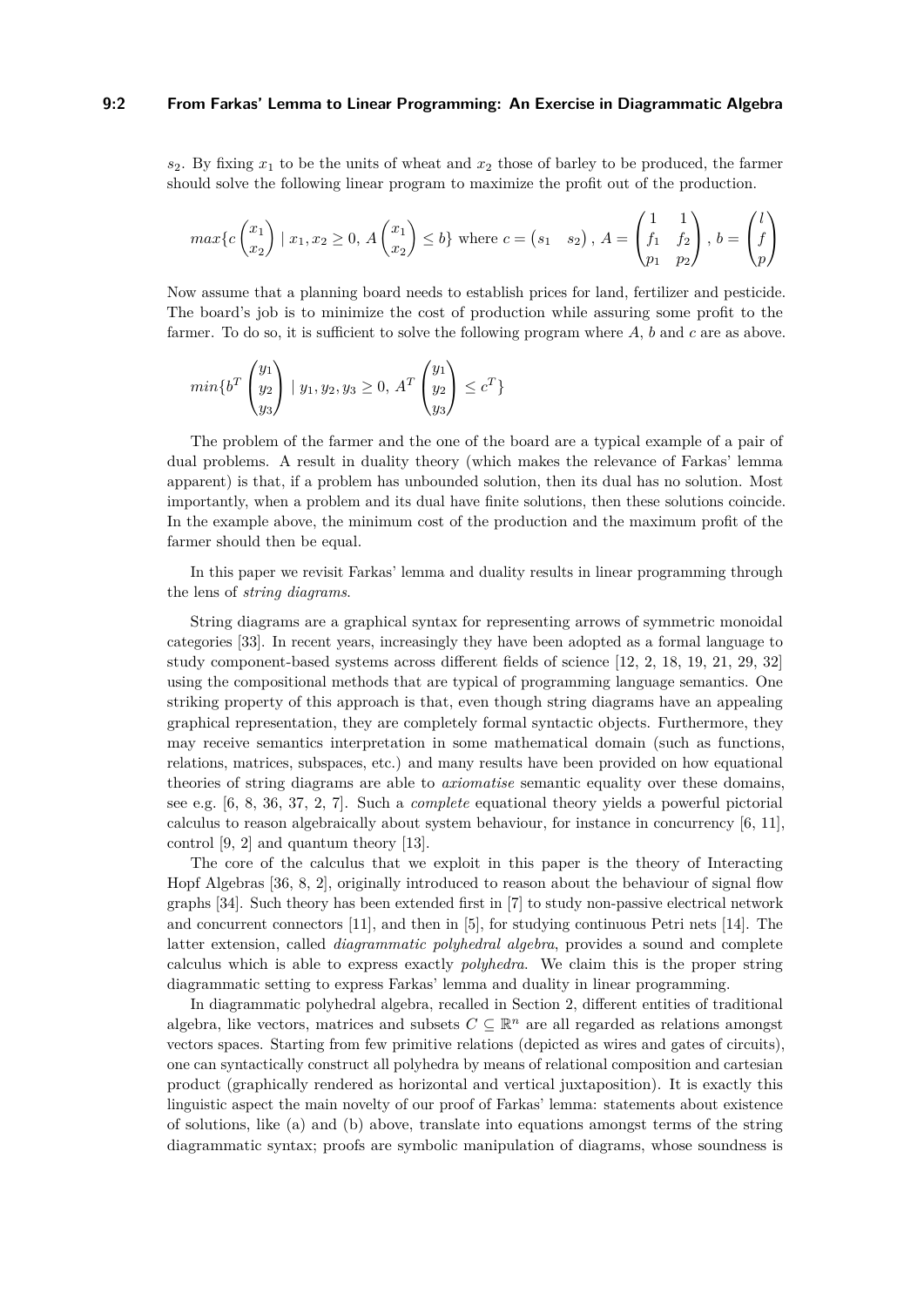$s_2$. By fixing $x_1$ to be the units of wheat and $x_2$ those of barley to be produced, the farmer should solve the following linear program to maximize the profit out of the production.

$$max\{c \begin{pmatrix} x_1 \\ x_2 \end{pmatrix} \mid x_1, x_2 \geq 0, \ A \begin{pmatrix} x_1 \\ x_2 \end{pmatrix} \leq b\} \text{ where } c = \begin{pmatrix} s_1 & s_2 \end{pmatrix}, \ A = \begin{pmatrix} 1 & 1 \\ f_1 & f_2 \\ p_1 & p_2 \end{pmatrix}, \ b = \begin{pmatrix} l \\ f \\ p \end{pmatrix}$$

Now assume that a planning board needs to establish prices for land, fertilizer and pesticide. The board's job is to minimize the cost of production while assuring some profit to the farmer. To do so, it is sufficient to solve the following program where $A$, $b$ and $c$ are as above.

$$min\{b^T \begin{pmatrix} y_1 \\ y_2 \\ y_3 \end{pmatrix} \mid y_1, y_2, y_3 \geq 0, \ A^T \begin{pmatrix} y_1 \\ y_2 \\ y_3 \end{pmatrix} \leq c^T\}$$

The problem of the farmer and the one of the board are a typical example of a pair of dual problems. A result in duality theory (which makes the relevance of Farkas' lemma apparent) is that, if a problem has unbounded solution, then its dual has no solution. Most importantly, when a problem and its dual have finite solutions, then these solutions coincide. In the example above, the minimum cost of the production and the maximum profit of the farmer should then be equal.

In this paper we revisit Farkas' lemma and duality results in linear programming through the lens of *string diagrams*.

String diagrams are a graphical syntax for representing arrows of symmetric monoidal categories [33]. In recent years, increasingly they have been adopted as a formal language to study component-based systems across different fields of science [12, 2, 18, 19, 21, 29, 32] using the compositional methods that are typical of programming language semantics. One striking property of this approach is that, even though string diagrams have an appealing graphical representation, they are completely formal syntactic objects. Furthermore, they may receive semantics interpretation in some mathematical domain (such as functions, relations, matrices, subspaces, etc.) and many results have been provided on how equational theories of string diagrams are able to *axiomatise* semantic equality over these domains, see e.g. [6, 8, 36, 37, 2, 7]. Such a *complete* equational theory yields a powerful pictorial calculus to reason algebraically about system behaviour, for instance in concurrency [6, 11], control [9, 2] and quantum theory [13].

The core of the calculus that we exploit in this paper is the theory of Interacting Hopf Algebras [36, 8, 2], originally introduced to reason about the behaviour of signal flow graphs [34]. Such theory has been extended first in [7] to study non-passive electrical network and concurrent connectors [11], and then in [5], for studying continuous Petri nets [14]. The latter extension, called *diagrammatic polyhedral algebra*, provides a sound and complete calculus which is able to express exactly *polyhedra*. We claim this is the proper string diagrammatic setting to express Farkas' lemma and duality in linear programming.

In diagrammatic polyhedral algebra, recalled in Section 2, different entities of traditional algebra, like vectors, matrices and subsets $C \subseteq \mathbb{R}^n$ are all regarded as relations amongst vectors spaces. Starting from few primitive relations (depicted as wires and gates of circuits), one can syntactically construct all polyhedra by means of relational composition and cartesian product (graphically rendered as horizontal and vertical juxtaposition). It is exactly this linguistic aspect the main novelty of our proof of Farkas' lemma: statements about existence of solutions, like (a) and (b) above, translate into equations amongst terms of the string diagrammatic syntax; proofs are symbolic manipulation of diagrams, whose soundness is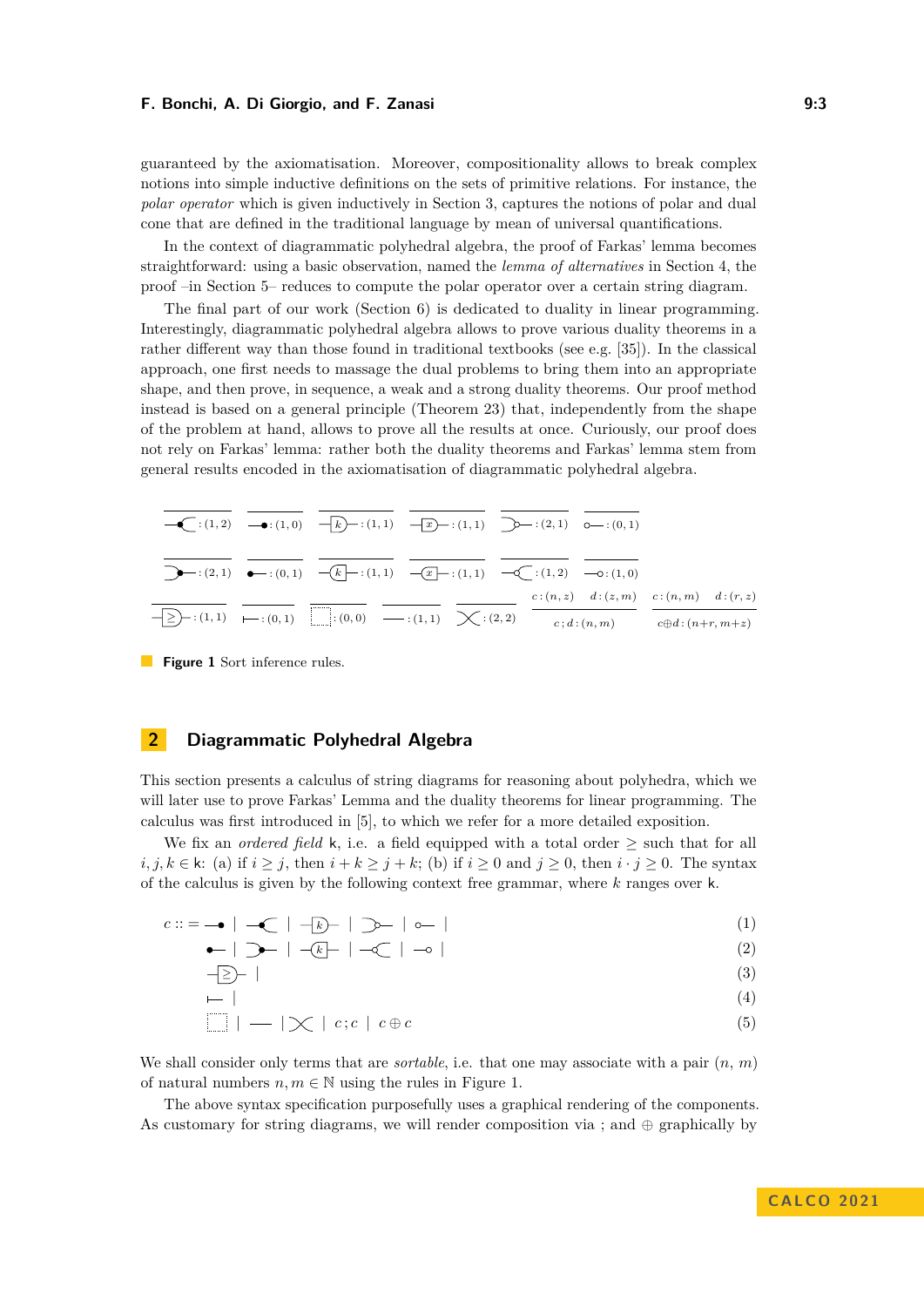guaranteed by the axiomatisation. Moreover, compositionality allows to break complex notions into simple inductive definitions on the sets of primitive relations. For instance, the *polar operator* which is given inductively in Section 3, captures the notions of polar and dual cone that are defined in the traditional language by mean of universal quantifications.

In the context of diagrammatic polyhedral algebra, the proof of Farkas' lemma becomes straightforward: using a basic observation, named the *lemma of alternatives* in Section 4, the proof –in Section 5– reduces to compute the polar operator over a certain string diagram.

The final part of our work (Section 6) is dedicated to duality in linear programming. Interestingly, diagrammatic polyhedral algebra allows to prove various duality theorems in a rather different way than those found in traditional textbooks (see e.g. [35]). In the classical approach, one first needs to massage the dual problems to bring them into an appropriate shape, and then prove, in sequence, a weak and a strong duality theorems. Our proof method instead is based on a general principle (Theorem 23) that, independently from the shape of the problem at hand, allows to prove all the results at once. Curiously, our proof does not rely on Farkas' lemma: rather both the duality theorems and Farkas' lemma stem from general results encoded in the axiomatisation of diagrammatic polyhedral algebra.

$$\frac{}{\text{copy} : (1,2)} \quad \frac{}{\text{discard} : (1,0)} \quad \frac{}{k : (1,1)} \quad \frac{}{x : (1,1)} \quad \frac{}{\text{add} : (2,1)} \quad \frac{}{\text{zero} : (0,1)}$$

$$\frac{}{\text{co-copy} : (2,1)} \quad \frac{}{\text{co-discard} : (0,1)} \quad \frac{}{k^{op} : (1,1)} \quad \frac{}{x^{op} : (1,1)} \quad \frac{}{\text{co-add} : (1,2)} \quad \frac{}{\text{co-zero} : (1,0)}$$

$$\frac{}{\geq : (1,1)} \quad \frac{}{\vdash : (0,1)} \quad \frac{}{\text{empty} : (0,0)} \quad \frac{}{\text{id} : (1,1)} \quad \frac{}{\text{sw} : (2,2)} \quad \frac{c : (n,z) \quad d : (z,m)}{c\,;d : (n,m)} \quad \frac{c : (n,m) \quad d : (r,z)}{c \oplus d : (n{+}r, m{+}z)}$$

**Figure 1** Sort inference rules.

## 2 Diagrammatic Polyhedral Algebra

This section presents a calculus of string diagrams for reasoning about polyhedra, which we will later use to prove Farkas' Lemma and the duality theorems for linear programming. The calculus was first introduced in [5], to which we refer for a more detailed exposition.

We fix an *ordered field* k, i.e. a field equipped with a total order $\geq$ such that for all $i, j, k \in$ k: (a) if $i \geq j$, then $i + k \geq j + k$; (b) if $i \geq 0$ and $j \geq 0$, then $i \cdot j \geq 0$. The syntax of the calculus is given by the following context free grammar, where $k$ ranges over k.

$$c ::= \text{discard} \mid \text{copy} \mid k \mid \text{add} \mid \text{zero} \mid \quad (1)$$
$$\text{co-discard} \mid \text{co-copy} \mid k^{op} \mid \text{co-add} \mid \text{co-zero} \mid \quad (2)$$
$$\geq \mid \quad (3)$$
$$\vdash \mid \quad (4)$$
$$\text{empty} \mid \text{id} \mid \text{sw} \mid c\,;c \mid c \oplus c \quad (5)$$

We shall consider only terms that are *sortable*, i.e. that one may associate with a pair $(n, m)$ of natural numbers $n, m \in \mathbb{N}$ using the rules in Figure 1.

The above syntax specification purposefully uses a graphical rendering of the components. As customary for string diagrams, we will render composition via ; and $\oplus$ graphically by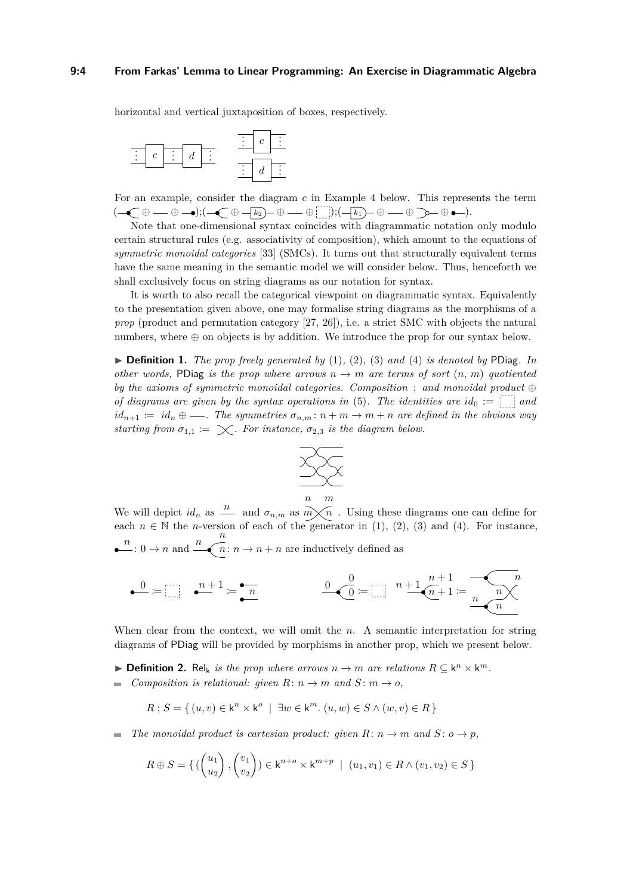horizontal and vertical juxtaposition of boxes, respectively.

For an example, consider the diagram $c$ in Example 4 below. This represents the term $(\ldots \oplus \ldots \oplus \ldots);(\ldots \oplus k_2 \oplus \ldots \oplus \ldots);(k_1 \oplus \ldots \oplus \ldots \oplus \ldots)$.

Note that one-dimensional syntax coincides with diagrammatic notation only modulo certain structural rules (e.g. associativity of composition), which amount to the equations of *symmetric monoidal categories* [33] (SMCs). It turns out that structurally equivalent terms have the same meaning in the semantic model we will consider below. Thus, henceforth we shall exclusively focus on string diagrams as our notation for syntax.

It is worth to also recall the categorical viewpoint on diagrammatic syntax. Equivalently to the presentation given above, one may formalise string diagrams as the morphisms of a *prop* (product and permutation category [27, 26]), i.e. a strict SMC with objects the natural numbers, where $\oplus$ on objects is by addition. We introduce the prop for our syntax below.

**Definition 1.** *The prop freely generated by* (1), (2), (3) *and* (4) *is denoted by* PDiag. *In other words,* PDiag *is the prop where arrows $n \to m$ are terms of sort $(n, m)$ quotiented by the axioms of symmetric monoidal categories. Composition ; and monoidal product $\oplus$ of diagrams are given by the syntax operations in* (5). *The identities are $id_0 :=$ (empty diagram) and $id_{n+1} := id_n \oplus$ (wire). The symmetries $\sigma_{n,m} \colon n+m \to m+n$ are defined in the obvious way starting from $\sigma_{1,1} :=$ (crossing). For instance, $\sigma_{2,3}$ is the diagram below.*

We will depict $id_n$ as a wire labelled $n$ and $\sigma_{n,m}$ as a crossing labelled $n$, $m$. Using these diagrams one can define for each $n \in \mathbb{N}$ the $n$-version of each of the generator in (1), (2), (3) and (4). For instance, $0 \to n$ and $n \to n+n$ are inductively defined as

When clear from the context, we will omit the $n$. A semantic interpretation for string diagrams of PDiag will be provided by morphisms in another prop, which we present below.

**Definition 2.** $\mathsf{Rel}_\mathsf{k}$ *is the prop where arrows $n \to m$ are relations $R \subseteq \mathsf{k}^n \times \mathsf{k}^m$.*

- *Composition is relational: given $R \colon n \to m$ and $S \colon m \to o$,*

$$R \,;\, S = \{\, (u, v) \in \mathsf{k}^n \times \mathsf{k}^o \;\mid\; \exists w \in \mathsf{k}^m .\, (u, w) \in S \wedge (w, v) \in R \,\}$$

- *The monoidal product is cartesian product: given $R \colon n \to m$ and $S \colon o \to p$,*

$$R \oplus S = \{\, (\begin{pmatrix} u_1 \\ u_2 \end{pmatrix}, \begin{pmatrix} v_1 \\ v_2 \end{pmatrix}) \in \mathsf{k}^{n+o} \times \mathsf{k}^{m+p} \;\mid\; (u_1, v_1) \in R \wedge (v_1, v_2) \in S \,\}$$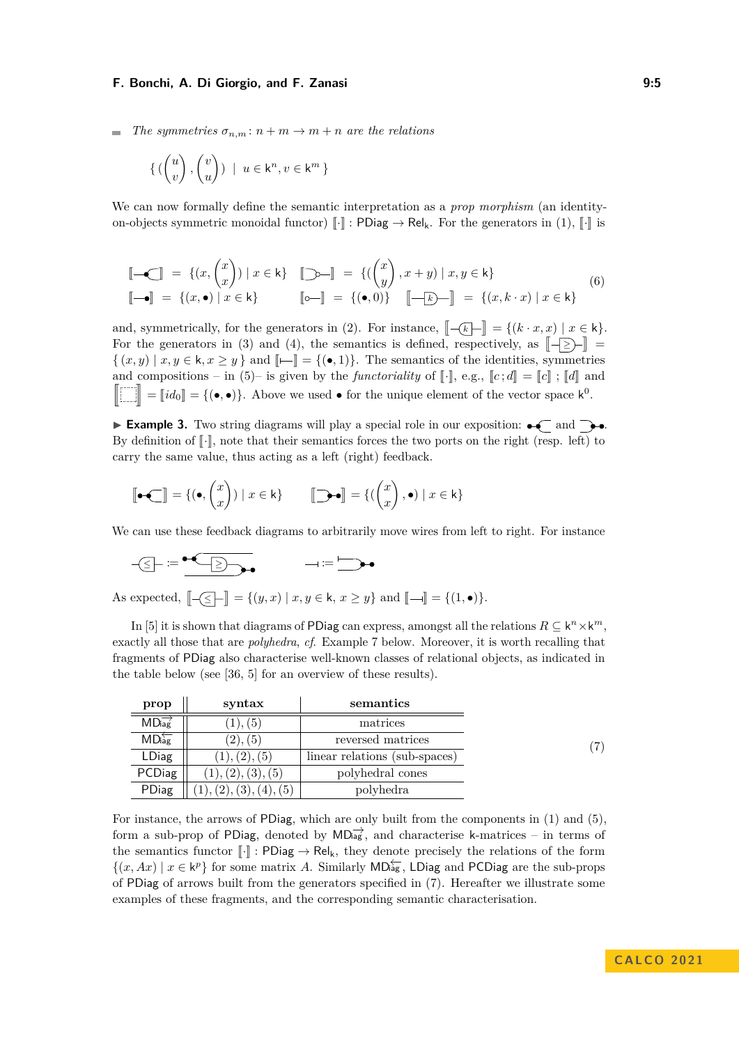- *The symmetries $\sigma_{n,m} \colon n+m \to m+n$ are the relations*

$$\{ \left( \begin{pmatrix} u \\ v \end{pmatrix}, \begin{pmatrix} v \\ u \end{pmatrix} \right) \mid u \in \mathsf{k}^n, v \in \mathsf{k}^m \}$$

We can now formally define the semantic interpretation as a *prop morphism* (an identity-on-objects symmetric monoidal functor) $[\![\cdot]\!] : \mathsf{PDiag} \to \mathsf{Rel}_\mathsf{k}$. For the generators in (1), $[\![\cdot]\!]$ is

$$\begin{array}{llll} [\![ \text{copy} ]\!] = \{(x, \begin{pmatrix} x \\ x \end{pmatrix}) \mid x \in \mathsf{k}\} & [\![ \text{add} ]\!] = \{(\begin{pmatrix} x \\ y \end{pmatrix}, x+y) \mid x, y \in \mathsf{k}\} \\ [\![ \text{discard} ]\!] = \{(x, \bullet) \mid x \in \mathsf{k}\} & [\![ \text{zero} ]\!] = \{(\bullet, 0)\} \quad [\![ k ]\!] = \{(x, k \cdot x) \mid x \in \mathsf{k}\} \end{array} \tag{6}$$

and, symmetrically, for the generators in (2). For instance, $[\![ k^{op} ]\!] = \{(k \cdot x, x) \mid x \in \mathsf{k}\}$. For the generators in (3) and (4), the semantics is defined, respectively, as $[\![ \geq ]\!] = \{ (x, y) \mid x, y \in \mathsf{k}, x \geq y \}$ and $[\![ \vdash ]\!] = \{(\bullet, 1)\}$. The semantics of the identities, symmetries and compositions – in (5)– is given by the *functoriality* of $[\![\cdot]\!]$, e.g., $[\![c\,;d]\!] = [\![c]\!] \,;[\![d]\!]$ and $[\![ \text{empty} ]\!] = [\![id_0]\!] = \{(\bullet, \bullet)\}$. Above we used $\bullet$ for the unique element of the vector space $\mathsf{k}^0$.

▶ **Example 3.** Two string diagrams will play a special role in our exposition: left feedback and right feedback. By definition of $[\![\cdot]\!]$, note that their semantics forces the two ports on the right (resp. left) to carry the same value, thus acting as a left (right) feedback.

$$[\![ \text{left feedback} ]\!] = \{(\bullet, \begin{pmatrix} x \\ x \end{pmatrix}) \mid x \in \mathsf{k}\} \qquad [\![ \text{right feedback} ]\!] = \{(\begin{pmatrix} x \\ x \end{pmatrix}, \bullet) \mid x \in \mathsf{k}\}$$

We can use these feedback diagrams to arbitrarily move wires from left to right. For instance

$$\leq \;:=\; \text{(left feedback ; } \geq \text{ ; right feedback)} \qquad \dashv \;:=\; \text{(} \vdash \text{ ; right feedback)}$$

As expected, $[\![ \leq ]\!] = \{(y, x) \mid x, y \in \mathsf{k},\, x \geq y\}$ and $[\![ \dashv ]\!] = \{(1, \bullet)\}$.

In [5] it is shown that diagrams of $\mathsf{PDiag}$ can express, amongst all the relations $R \subseteq \mathsf{k}^n \times \mathsf{k}^m$, exactly all those that are *polyhedra*, *cf.* Example 7 below. Moreover, it is worth recalling that fragments of $\mathsf{PDiag}$ also characterise well-known classes of relational objects, as indicated in the table below (see [36, 5] for an overview of these results).

| prop | syntax | semantics |
|---|---|---|
| $\mathsf{MD}\overrightarrow{\mathsf{iag}}$ | (1), (5) | matrices |
| $\mathsf{MD}\overleftarrow{\mathsf{iag}}$ | (2), (5) | reversed matrices |
| LDiag | (1), (2), (5) | linear relations (sub-spaces) |
| PCDiag | (1), (2), (3), (5) | polyhedral cones |
| PDiag | (1), (2), (3), (4), (5) | polyhedra |

(7)

For instance, the arrows of $\mathsf{PDiag}$, which are only built from the components in (1) and (5), form a sub-prop of $\mathsf{PDiag}$, denoted by $\mathsf{MD}\overrightarrow{\mathsf{iag}}$, and characterise $\mathsf{k}$-matrices – in terms of the semantics functor $[\![\cdot]\!] : \mathsf{PDiag} \to \mathsf{Rel}_\mathsf{k}$, they denote precisely the relations of the form $\{(x, Ax) \mid x \in \mathsf{k}^p\}$ for some matrix $A$. Similarly $\mathsf{MD}\overleftarrow{\mathsf{iag}}$, $\mathsf{LDiag}$ and $\mathsf{PCDiag}$ are the sub-props of $\mathsf{PDiag}$ of arrows built from the generators specified in (7). Hereafter we illustrate some examples of these fragments, and the corresponding semantic characterisation.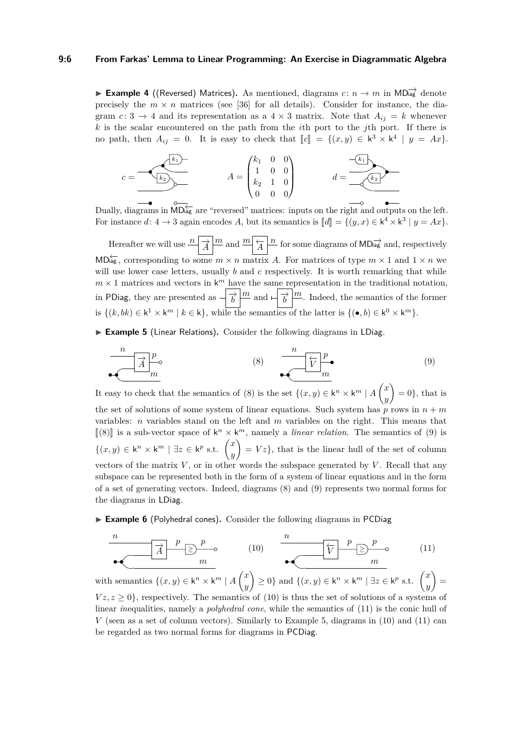▶ **Example 4** ((Reversed) Matrices)**.** As mentioned, diagrams $c\colon n \to m$ in $\mathsf{MD}\overrightarrow{\mathsf{iag}}$ denote precisely the $m \times n$ matrices (see [36] for all details). Consider for instance, the diagram $c\colon 3 \to 4$ and its representation as a $4 \times 3$ matrix. Note that $A_{ij} = k$ whenever $k$ is the scalar encountered on the path from the $i$th port to the $j$th port. If there is no path, then $A_{ij} = 0$. It is easy to check that $[\![c]\!] = \{(x, y) \in \mathsf{k}^3 \times \mathsf{k}^4 \mid y = Ax\}$.

$$c = \qquad\qquad A = \begin{pmatrix} k_1 & 0 & 0 \\ 1 & 0 & 0 \\ k_2 & 1 & 0 \\ 0 & 0 & 0 \end{pmatrix} \qquad\qquad d =$$

Dually, diagrams in $\mathsf{MD}\overleftarrow{\mathsf{iag}}$ are "reversed" matrices: inputs on the right and outputs on the left. For instance $d\colon 4 \to 3$ again encodes $A$, but its semantics is $[\![d]\!] = \{(y, x) \in \mathsf{k}^4 \times \mathsf{k}^3 \mid y = Ax\}$.

Hereafter we will use $\overrightarrow{A}$ and $\overleftarrow{A}$ for some diagrams of $\mathsf{MD}\overrightarrow{\mathsf{iag}}$ and, respectively $\mathsf{MD}\overleftarrow{\mathsf{iag}}$, corresponding to some $m \times n$ matrix $A$. For matrices of type $m \times 1$ and $1 \times n$ we will use lower case letters, usually $b$ and $c$ respectively. It is worth remarking that while $m \times 1$ matrices and vectors in $\mathsf{k}^m$ have the same representation in the traditional notation, in $\mathsf{PDiag}$, they are presented as $\overrightarrow{b}$ and $\overrightarrow{b}$ (with a discarded input). Indeed, the semantics of the former is $\{(k, bk) \in \mathsf{k}^1 \times \mathsf{k}^m \mid k \in \mathsf{k}\}$, while the semantics of the latter is $\{(\bullet, b) \in \mathsf{k}^0 \times \mathsf{k}^m\}$.

▶ **Example 5** (Linear Relations)**.** Consider the following diagrams in $\mathsf{LDiag}$.

$$\overrightarrow{A} \quad (8) \qquad\qquad \overleftarrow{V} \quad (9)$$

It easy to check that the semantics of (8) is the set $\{(x, y) \in \mathsf{k}^n \times \mathsf{k}^m \mid A\begin{pmatrix} x \\ y \end{pmatrix} = 0\}$, that is the set of solutions of some system of linear equations. Such system has $p$ rows in $n + m$ variables: $n$ variables stand on the left and $m$ variables on the right. This means that $[\![(8)]\!]$ is a sub-vector space of $\mathsf{k}^n \times \mathsf{k}^m$, namely a *linear relation*. The semantics of (9) is $\{(x, y) \in \mathsf{k}^n \times \mathsf{k}^m \mid \exists z \in \mathsf{k}^p \text{ s.t. } \begin{pmatrix} x \\ y \end{pmatrix} = Vz\}$, that is the linear hull of the set of column vectors of the matrix $V$, or in other words the subspace generated by $V$. Recall that any subspace can be represented both in the form of a system of linear equations and in the form of a set of generating vectors. Indeed, diagrams (8) and (9) represents two normal forms for the diagrams in $\mathsf{LDiag}$.

▶ **Example 6** (Polyhedral cones)**.** Consider the following diagrams in $\mathsf{PCDiag}$

$$\overrightarrow{A} \;\; \geq \quad (10) \qquad\qquad \overleftarrow{V} \;\; \geq \quad (11)$$

with semantics $\{(x, y) \in \mathsf{k}^n \times \mathsf{k}^m \mid A\begin{pmatrix} x \\ y \end{pmatrix} \geq 0\}$ and $\{(x, y) \in \mathsf{k}^n \times \mathsf{k}^m \mid \exists z \in \mathsf{k}^p \text{ s.t. } \begin{pmatrix} x \\ y \end{pmatrix} = Vz, z \geq 0\}$, respectively. The semantics of (10) is thus the set of solutions of a systems of linear *in*equalities, namely a *polyhedral cone*, while the semantics of (11) is the conic hull of $V$ (seen as a set of column vectors). Similarly to Example 5, diagrams in (10) and (11) can be regarded as two normal forms for diagrams in $\mathsf{PCDiag}$.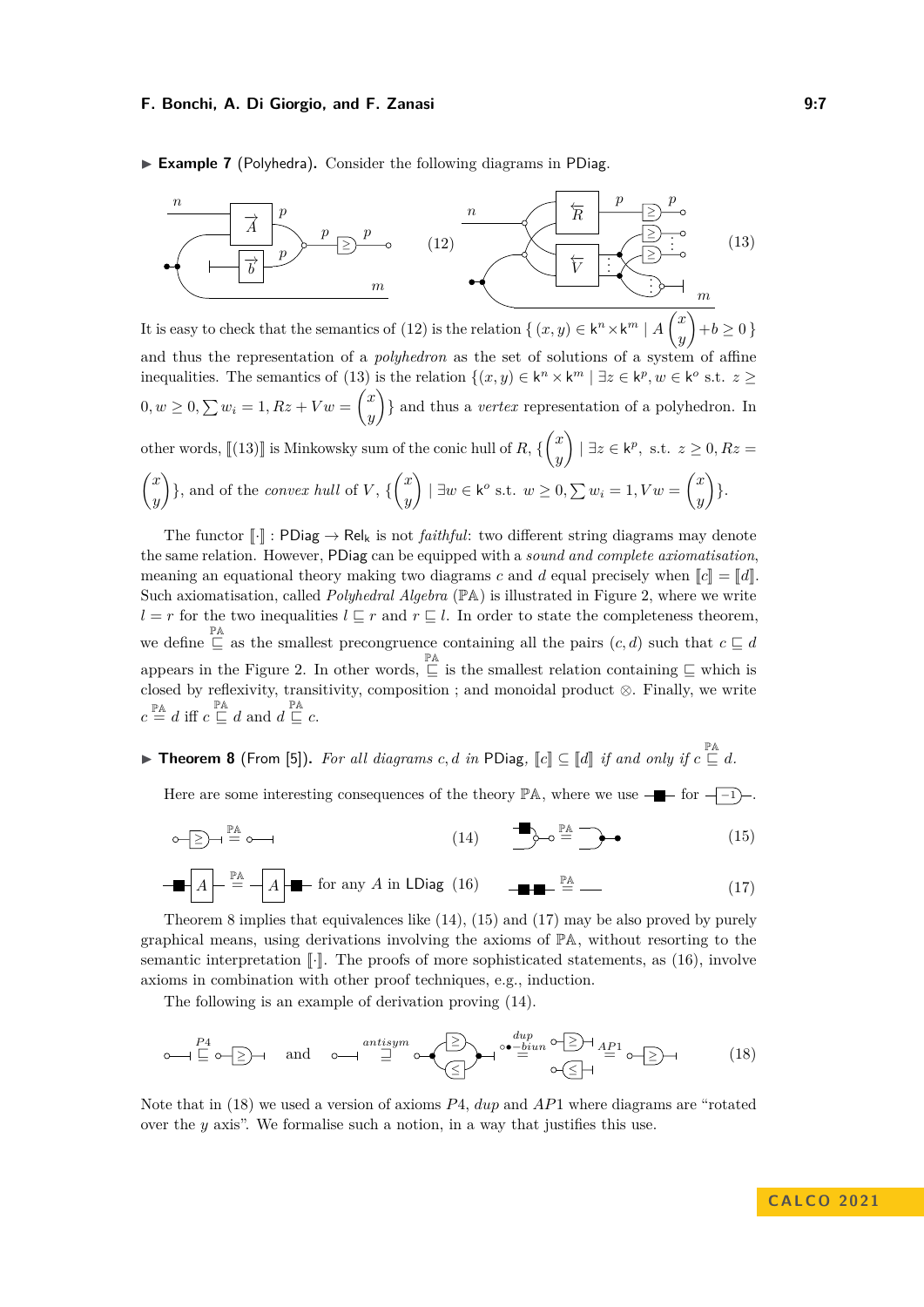▶ **Example 7** (Polyhedra). Consider the following diagrams in PDiag.

(12) (13)

It is easy to check that the semantics of (12) is the relation $\{ (x,y) \in \mathsf{k}^n \times \mathsf{k}^m \mid A \begin{pmatrix} x \\ y \end{pmatrix} + b \geq 0 \}$ and thus the representation of a *polyhedron* as the set of solutions of a system of affine inequalities. The semantics of (13) is the relation $\{(x,y) \in \mathsf{k}^n \times \mathsf{k}^m \mid \exists z \in \mathsf{k}^p, w \in \mathsf{k}^o \text{ s.t. } z \geq 0, w \geq 0, \sum w_i = 1, Rz + Vw = \begin{pmatrix} x \\ y \end{pmatrix}\}$ and thus a *vertex* representation of a polyhedron. In other words, $[\![(13)]\!]$ is Minkowsky sum of the conic hull of $R$, $\{\begin{pmatrix} x \\ y \end{pmatrix} \mid \exists z \in \mathsf{k}^p, \text{ s.t. } z \geq 0, Rz = \begin{pmatrix} x \\ y \end{pmatrix}\}$, and of the *convex hull* of $V$, $\{\begin{pmatrix} x \\ y \end{pmatrix} \mid \exists w \in \mathsf{k}^o \text{ s.t. } w \geq 0, \sum w_i = 1, Vw = \begin{pmatrix} x \\ y \end{pmatrix}\}$.

The functor $[\![\cdot]\!] : \mathsf{PDiag} \to \mathsf{Rel}_\mathsf{k}$ is not *faithful*: two different string diagrams may denote the same relation. However, PDiag can be equipped with a *sound and complete axiomatisation*, meaning an equational theory making two diagrams $c$ and $d$ equal precisely when $[\![c]\!] = [\![d]\!]$. Such axiomatisation, called *Polyhedral Algebra* ($\mathbb{PA}$) is illustrated in Figure 2, where we write $l = r$ for the two inequalities $l \sqsubseteq r$ and $r \sqsubseteq l$. In order to state the completeness theorem, we define $\overset{\mathbb{PA}}{\sqsubseteq}$ as the smallest precongruence containing all the pairs $(c,d)$ such that $c \sqsubseteq d$ appears in the Figure 2. In other words, $\overset{\mathbb{PA}}{\sqsubseteq}$ is the smallest relation containing $\sqsubseteq$ which is closed by reflexivity, transitivity, composition ; and monoidal product $\otimes$. Finally, we write $c \overset{\mathbb{PA}}{=} d$ iff $c \overset{\mathbb{PA}}{\sqsubseteq} d$ and $d \overset{\mathbb{PA}}{\sqsubseteq} c$.

▶ **Theorem 8** (From [5]). *For all diagrams $c, d$ in* PDiag*, $[\![c]\!] \subseteq [\![d]\!]$ if and only if $c \overset{\mathbb{PA}}{\sqsubseteq} d$.*

Here are some interesting consequences of the theory $\mathbb{PA}$, where we use ■ for $-1$.

(14) (15)

for any $A$ in LDiag (16) (17)

Theorem 8 implies that equivalences like (14), (15) and (17) may be also proved by purely graphical means, using derivations involving the axioms of $\mathbb{PA}$, without resorting to the semantic interpretation $[\![\cdot]\!]$. The proofs of more sophisticated statements, as (16), involve axioms in combination with other proof techniques, e.g., induction.

The following is an example of derivation proving (14).

$\overset{P4}{\sqsubseteq}$ and $\overset{antisym}{\sqsupseteq}$ $\overset{dup}{\underset{biun}{=}}$ $\overset{AP1}{=}$ (18)

Note that in (18) we used a version of axioms $P4$, *dup* and $AP1$ where diagrams are "rotated over the $y$ axis". We formalise such a notion, in a way that justifies this use.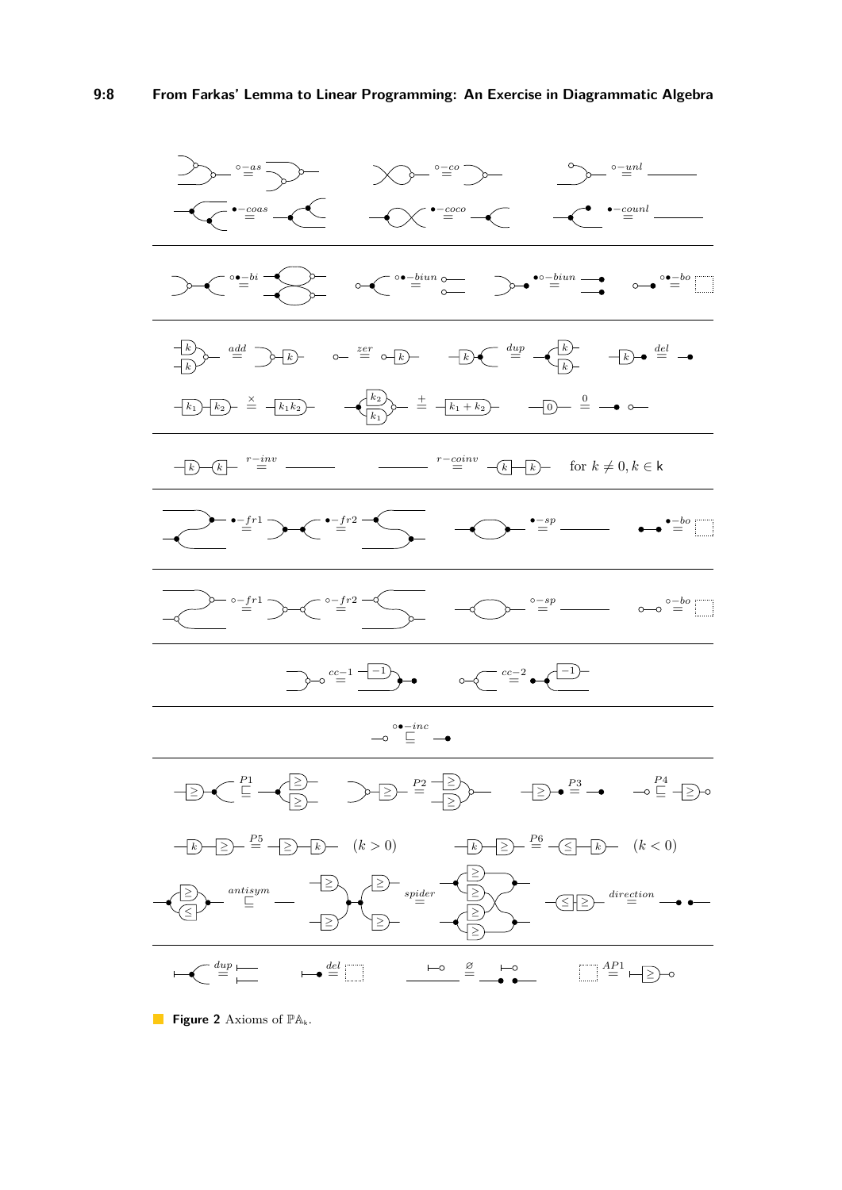Figure 2 Axioms of $\mathbb{PA}_{\mathsf{k}}$.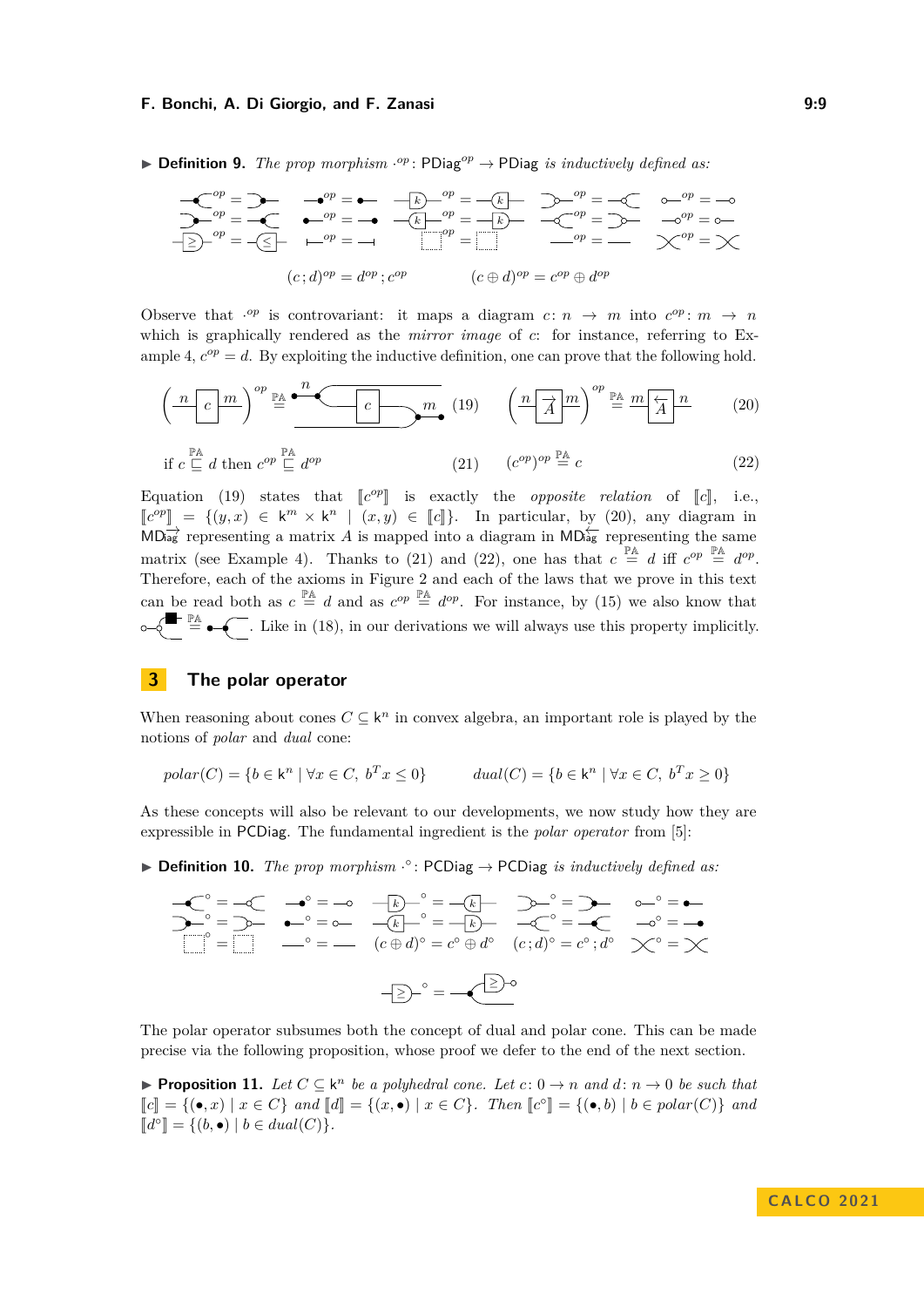▶ **Definition 9.** *The prop morphism* $\cdot^{op} \colon \mathsf{PDiag}^{op} \to \mathsf{PDiag}$ *is inductively defined as:*

$$(c\,;d)^{op} = d^{op}\,; c^{op} \qquad\qquad (c \oplus d)^{op} = c^{op} \oplus d^{op}$$

Observe that $\cdot^{op}$ is controvariant: it maps a diagram $c \colon n \to m$ into $c^{op} \colon m \to n$ which is graphically rendered as the *mirror image* of $c$: for instance, referring to Example 4, $c^{op} = d$. By exploiting the inductive definition, one can prove that the following hold.

$$\left( \, n \, \boxed{c} \, m \, \right)^{op} \overset{\mathbb{PA}}{=} \quad (19) \qquad\qquad \left( \, n \, \boxed{\vec{A}} \, m \, \right)^{op} \overset{\mathbb{PA}}{=} m \, \boxed{\overleftarrow{A}} \, n \quad (20)$$

$$\text{if } c \overset{\mathbb{PA}}{\sqsubseteq} d \text{ then } c^{op} \overset{\mathbb{PA}}{\sqsubseteq} d^{op} \quad (21) \qquad\qquad (c^{op})^{op} \overset{\mathbb{PA}}{=} c \quad (22)$$

Equation (19) states that $[\![c^{op}]\!]$ is exactly the *opposite relation* of $[\![c]\!]$, i.e., $[\![c^{op}]\!] = \{(y, x) \in \mathsf{k}^m \times \mathsf{k}^n \mid (x, y) \in [\![c]\!]\}$. In particular, by (20), any diagram in $\mathsf{MD}\overrightarrow{\mathsf{iag}}$ representing a matrix $A$ is mapped into a diagram in $\mathsf{MD}\overleftarrow{\mathsf{iag}}$ representing the same matrix (see Example 4). Thanks to (21) and (22), one has that $c \overset{\mathbb{PA}}{=} d$ iff $c^{op} \overset{\mathbb{PA}}{=} d^{op}$. Therefore, each of the axioms in Figure 2 and each of the laws that we prove in this text can be read both as $c \overset{\mathbb{PA}}{=} d$ and as $c^{op} \overset{\mathbb{PA}}{=} d^{op}$. For instance, by (15) we also know that $\overset{\mathbb{PA}}{=}$. Like in (18), in our derivations we will always use this property implicitly.

## 3 The polar operator

When reasoning about cones $C \subseteq \mathsf{k}^n$ in convex algebra, an important role is played by the notions of *polar* and *dual* cone:

$$\mathit{polar}(C) = \{b \in \mathsf{k}^n \mid \forall x \in C,\ b^T x \leq 0\} \qquad\qquad \mathit{dual}(C) = \{b \in \mathsf{k}^n \mid \forall x \in C,\ b^T x \geq 0\}$$

As these concepts will also be relevant to our developments, we now study how they are expressible in $\mathsf{PCDiag}$. The fundamental ingredient is the *polar operator* from [5]:

▶ **Definition 10.** *The prop morphism* $\cdot^{\circ} \colon \mathsf{PCDiag} \to \mathsf{PCDiag}$ *is inductively defined as:*

$$(c \oplus d)^{\circ} = c^{\circ} \oplus d^{\circ} \qquad (c\,;d)^{\circ} = c^{\circ}\,; d^{\circ}$$

The polar operator subsumes both the concept of dual and polar cone. This can be made precise via the following proposition, whose proof we defer to the end of the next section.

▶ **Proposition 11.** *Let $C \subseteq \mathsf{k}^n$ be a polyhedral cone. Let $c \colon 0 \to n$ and $d \colon n \to 0$ be such that $[\![c]\!] = \{(\bullet, x) \mid x \in C\}$ and $[\![d]\!] = \{(x, \bullet) \mid x \in C\}$. Then $[\![c^{\circ}]\!] = \{(\bullet, b) \mid b \in \mathit{polar}(C)\}$ and $[\![d^{\circ}]\!] = \{(b, \bullet) \mid b \in \mathit{dual}(C)\}$.*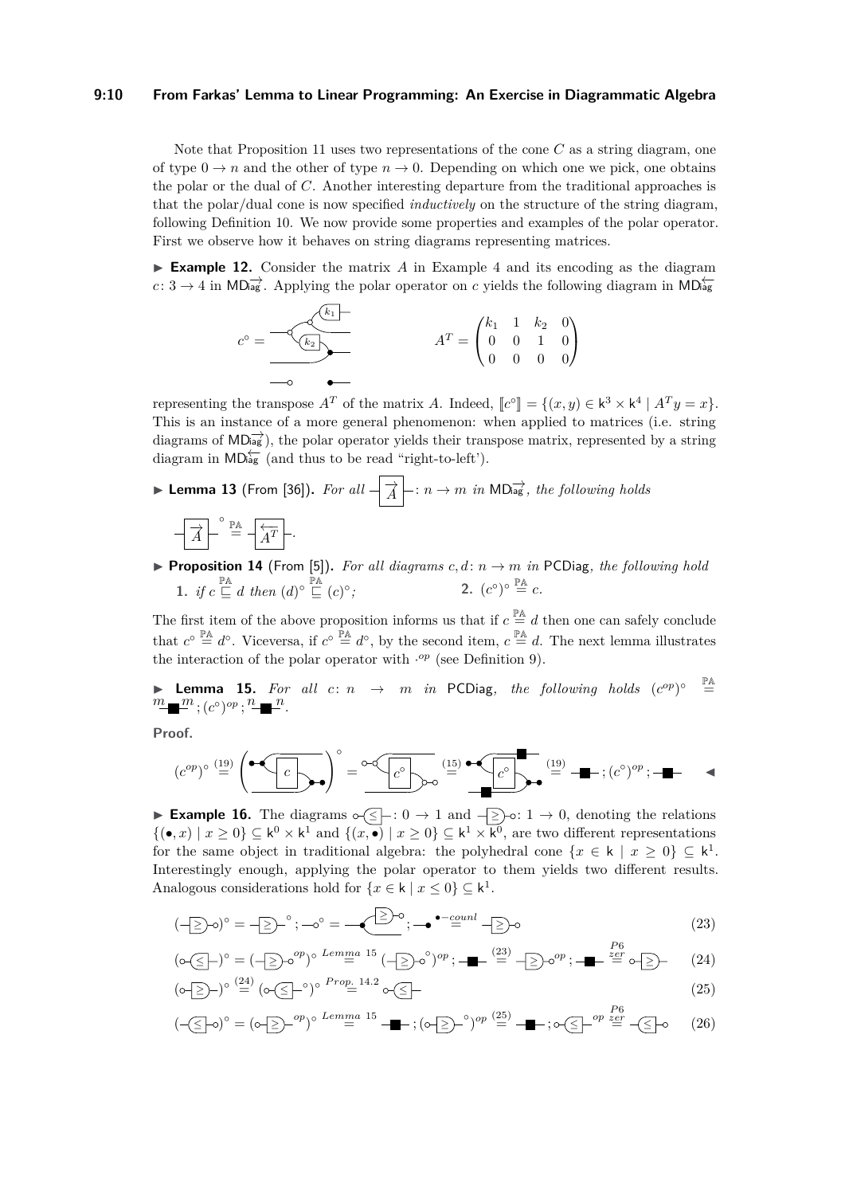Note that Proposition 11 uses two representations of the cone $C$ as a string diagram, one of type $0 \to n$ and the other of type $n \to 0$. Depending on which one we pick, one obtains the polar or the dual of $C$. Another interesting departure from the traditional approaches is that the polar/dual cone is now specified *inductively* on the structure of the string diagram, following Definition 10. We now provide some properties and examples of the polar operator. First we observe how it behaves on string diagrams representing matrices.

▶ **Example 12.** Consider the matrix $A$ in Example 4 and its encoding as the diagram $c\colon 3 \to 4$ in $\mathsf{MD}\overrightarrow{\mathsf{iag}}$. Applying the polar operator on $c$ yields the following diagram in $\mathsf{MD}\overleftarrow{\mathsf{iag}}$

$$c^\circ = \quad [\text{diagram}] \qquad\qquad A^T = \begin{pmatrix} k_1 & 1 & k_2 & 0 \\ 0 & 0 & 1 & 0 \\ 0 & 0 & 0 & 0 \end{pmatrix}$$

representing the transpose $A^T$ of the matrix $A$. Indeed, $[\![c^\circ]\!] = \{(x, y) \in \mathsf{k}^3 \times \mathsf{k}^4 \mid A^T y = x\}$. This is an instance of a more general phenomenon: when applied to matrices (i.e. string diagrams of $\mathsf{MD}\overrightarrow{\mathsf{iag}}$), the polar operator yields their transpose matrix, represented by a string diagram in $\mathsf{MD}\overleftarrow{\mathsf{iag}}$ (and thus to be read "right-to-left').

▶ **Lemma 13** (From [36]). *For all* $\overrightarrow{A}\colon n \to m$ *in* $\mathsf{MD}\overrightarrow{\mathsf{iag}}$*, the following holds*

$$\overrightarrow{A}^{\circ} \stackrel{\mathbb{PA}}{=} \overleftarrow{A^T}.$$

▶ **Proposition 14** (From [5]). *For all diagrams* $c, d\colon n \to m$ *in* $\mathsf{PCDiag}$*, the following hold*

**1.** *if* $c \stackrel{\mathbb{PA}}{\sqsubseteq} d$ *then* $(d)^\circ \stackrel{\mathbb{PA}}{\sqsubseteq} (c)^\circ$*;* **2.** $(c^\circ)^\circ \stackrel{\mathbb{PA}}{=} c$.

The first item of the above proposition informs us that if $c \stackrel{\mathbb{PA}}{=} d$ then one can safely conclude that $c^\circ \stackrel{\mathbb{PA}}{=} d^\circ$. Viceversa, if $c^\circ \stackrel{\mathbb{PA}}{=} d^\circ$, by the second item, $c \stackrel{\mathbb{PA}}{=} d$. The next lemma illustrates the interaction of the polar operator with $\cdot^{op}$ (see Definition 9).

▶ **Lemma 15.** *For all* $c\colon n \to m$ *in* $\mathsf{PCDiag}$*, the following holds* $(c^{op})^\circ \stackrel{\mathbb{PA}}{=} {}_m\!\blacksquare_m\, ; (c^\circ)^{op} ; {}_n\!\blacksquare_n$.

**Proof.**

$$(c^{op})^\circ \stackrel{(19)}{=} \left( [\text{diagram}] \right)^\circ = [\text{diagram}] \stackrel{(15)}{=} [\text{diagram}] \stackrel{(19)}{=} \blacksquare\, ; (c^\circ)^{op} ; \blacksquare \qquad ◀$$

▶ **Example 16.** The diagrams $\circ\!\!-\!\!\le\colon 0 \to 1$ and $\ge\!\!-\!\!\circ\colon 1 \to 0$, denoting the relations $\{(\bullet, x) \mid x \geq 0\} \subseteq \mathsf{k}^0 \times \mathsf{k}^1$ and $\{(x, \bullet) \mid x \geq 0\} \subseteq \mathsf{k}^1 \times \mathsf{k}^0$, are two different representations for the same object in traditional algebra: the polyhedral cone $\{x \in \mathsf{k} \mid x \geq 0\} \subseteq \mathsf{k}^1$. Interestingly enough, applying the polar operator to them yields two different results. Analogous considerations hold for $\{x \in \mathsf{k} \mid x \leq 0\} \subseteq \mathsf{k}^1$.

$$(-\!\ge\!-\circ)^\circ = -\!\ge\!-^\circ ; -\circ^\circ = [\text{diagram}] ; -\bullet \stackrel{\bullet - coun l}{=} -\!\ge\!-\circ \tag{23}$$

$$(\circ\!-\!\le\!-)^\circ = (-\!\ge\!-\circ^{op})^\circ \stackrel{Lemma\ 15}{=} (-\!\ge\!-\circ^\circ)^{op} ; -\blacksquare- \stackrel{(23)}{=} -\!\ge\!-\circ^{op} ; -\blacksquare- \stackrel{P6}{\stackrel{zer}{=}} \circ\!-\!\ge\!- \tag{24}$$

$$(\circ\!-\!\ge\!-)^\circ \stackrel{(24)}{=} (\circ\!-\!\le\!-^\circ)^\circ \stackrel{Prop.\ 14.2}{=} \circ\!-\!\le\!- \tag{25}$$

$$(-\!\le\!-\circ)^\circ = (\circ\!-\!\ge\!-^{op})^\circ \stackrel{Lemma\ 15}{=} -\blacksquare- ; (\circ\!-\!\ge\!-^\circ)^{op} \stackrel{(25)}{=} -\blacksquare- ; \circ\!-\!\le\!-^{op} \stackrel{P6}{\stackrel{zer}{=}} -\!\le\!-\circ \tag{26}$$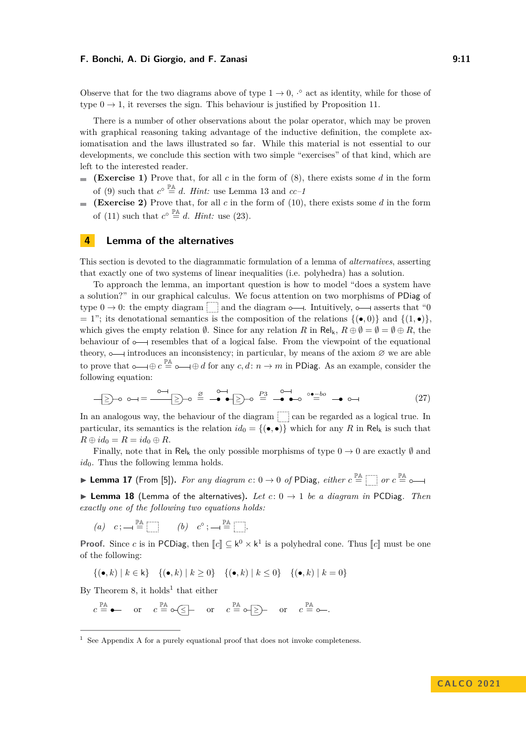Observe that for the two diagrams above of type $1 \to 0$, $\cdot^\circ$ act as identity, while for those of type $0 \to 1$, it reverses the sign. This behaviour is justified by Proposition 11.

There is a number of other observations about the polar operator, which may be proven with graphical reasoning taking advantage of the inductive definition, the complete axiomatisation and the laws illustrated so far. While this material is not essential to our developments, we conclude this section with two simple "exercises" of that kind, which are left to the interested reader.

- **(Exercise 1)** Prove that, for all $c$ in the form of (8), there exists some $d$ in the form of (9) such that $c^\circ \stackrel{\mathbb{PA}}{=} d$. *Hint:* use Lemma 13 and *cc–1*
- **(Exercise 2)** Prove that, for all $c$ in the form of (10), there exists some $d$ in the form of (11) such that $c^\circ \stackrel{\mathbb{PA}}{=} d$. *Hint:* use (23).

## 4 Lemma of the alternatives

This section is devoted to the diagrammatic formulation of a lemma of *alternatives*, asserting that exactly one of two systems of linear inequalities (i.e. polyhedra) has a solution.

To approach the lemma, an important question is how to model "does a system have a solution?" in our graphical calculus. We focus attention on two morphisms of PDiag of type $0 \to 0$: the empty diagram ⬚ and the diagram ○—⊣. Intuitively, ○—⊣ asserts that "0 = 1"; its denotational semantics is the composition of the relations $\{(\bullet, 0)\}$ and $\{(1, \bullet)\}$, which gives the empty relation $\emptyset$. Since for any relation $R$ in $\mathsf{Rel}_\mathsf{k}$, $R \oplus \emptyset = \emptyset = \emptyset \oplus R$, the behaviour of ○—⊣ resembles that of a logical false. From the viewpoint of the equational theory, ○—⊣ introduces an inconsistency; in particular, by means of the axiom $\varnothing$ we are able to prove that ○—⊣ $\oplus\, c \stackrel{\mathbb{PA}}{=}$ ○—⊣ $\oplus\, d$ for any $c, d \colon n \to m$ in PDiag. As an example, consider the following equation:

$$—\!\!\boxed{\geq}\!\!—\circ \;\; \circ\!\!—\!\!\dashv \;=\; \ldots \;\stackrel{\varnothing}{=}\; \ldots \;\stackrel{P3}{=}\; \ldots \;\stackrel{\circ\bullet\text{–}bo}{=}\; —\bullet \;\; \circ\!\!—\!\!\dashv \tag{27}$$

In an analogous way, the behaviour of the diagram ⬚ can be regarded as a logical true. In particular, its semantics is the relation $id_0 = \{(\bullet, \bullet)\}$ which for any $R$ in $\mathsf{Rel}_\mathsf{k}$ is such that $R \oplus id_0 = R = id_0 \oplus R$.

Finally, note that in $\mathsf{Rel}_\mathsf{k}$ the only possible morphisms of type $0 \to 0$ are exactly $\emptyset$ and $id_0$. Thus the following lemma holds.

▶ **Lemma 17** (From [5]). *For any diagram $c \colon 0 \to 0$ of* PDiag*, either $c \stackrel{\mathbb{PA}}{=}$ ⬚ or $c \stackrel{\mathbb{PA}}{=}$ ○—⊣*

▶ **Lemma 18** (Lemma of the alternatives). *Let $c \colon 0 \to 1$ be a diagram in* PCDiag*. Then exactly one of the following two equations holds:*

*(a)* $c\,;$ —⊣ $\stackrel{\mathbb{PA}}{=}$ ⬚ $\qquad$ *(b)* $c^\circ\,;$ —⊣ $\stackrel{\mathbb{PA}}{=}$ ⬚.

**Proof.** Since $c$ is in PCDiag, then $[\![c]\!] \subseteq \mathsf{k}^0 \times \mathsf{k}^1$ is a polyhedral cone. Thus $[\![c]\!]$ must be one of the following:

$$\{(\bullet, k) \mid k \in \mathsf{k}\} \quad \{(\bullet, k) \mid k \geq 0\} \quad \{(\bullet, k) \mid k \leq 0\} \quad \{(\bullet, k) \mid k = 0\}$$

By Theorem 8, it holds[1] that either

$c \stackrel{\mathbb{PA}}{=}$ •— $\quad$ or $\quad c \stackrel{\mathbb{PA}}{=}$ ○–$\boxed{\leq}$– $\quad$ or $\quad c \stackrel{\mathbb{PA}}{=}$ ○–$\boxed{\geq}$– $\quad$ or $\quad c \stackrel{\mathbb{PA}}{=}$ ○—.

[1] See Appendix A for a purely equational proof that does not invoke completeness.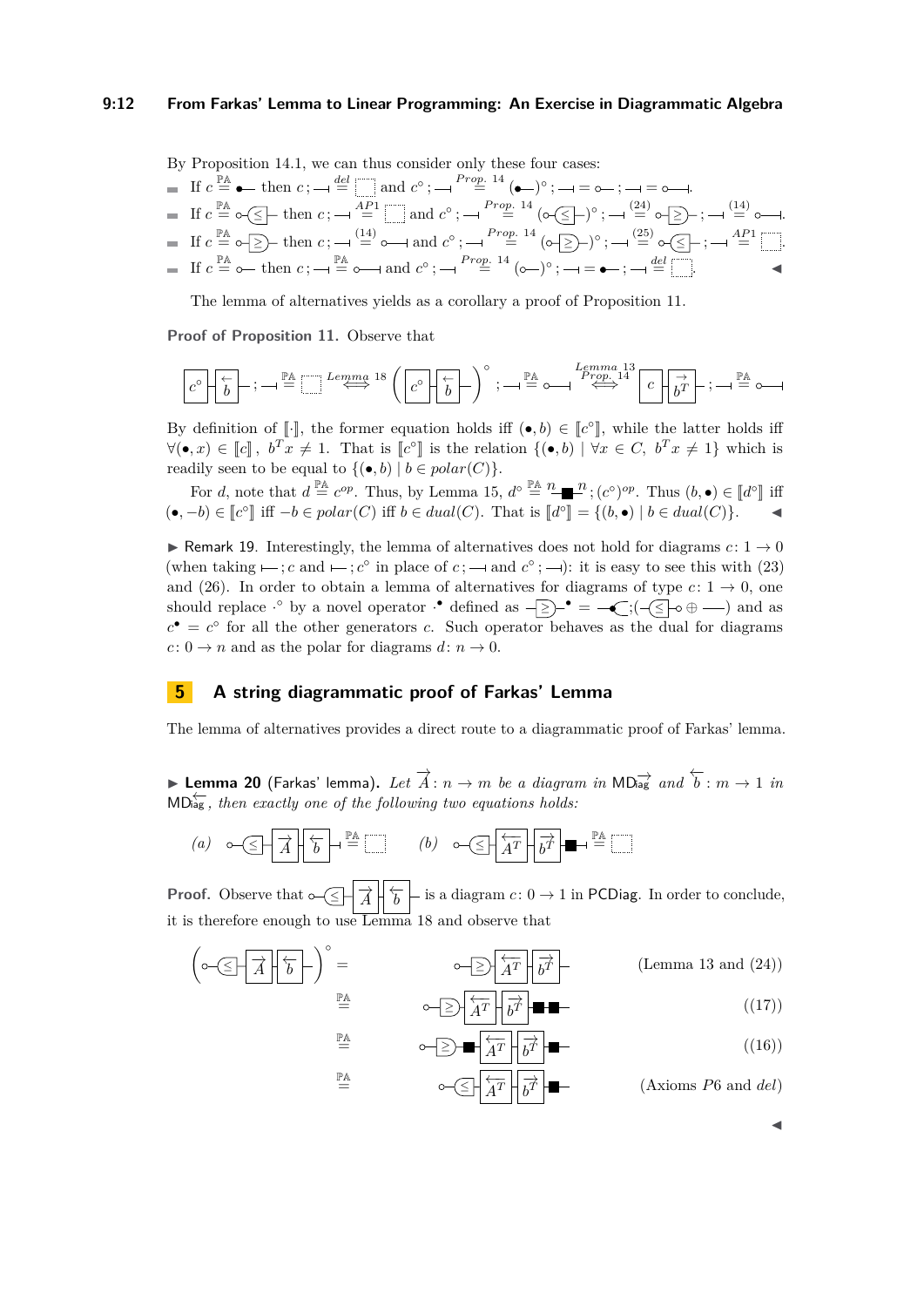By Proposition 14.1, we can thus consider only these four cases:

- If $c \stackrel{\mathbb{PA}}{=}$ ●— then $c\,;$ —⊣ $\stackrel{del}{=}$ ⬚ and $c^\circ\,;$ —⊣ $\stackrel{Prop.\ 14}{=}$ (●—)$^\circ$ ; —⊣ = ○— ; —⊣ = ○—⊣.
- If $c \stackrel{\mathbb{PA}}{=}$ ○-(≤)- then $c\,;$ —⊣ $\stackrel{AP1}{=}$ ⬚ and $c^\circ\,;$ —⊣ $\stackrel{Prop.\ 14}{=}$ (○-(≤)-)$^\circ$ ; —⊣ $\stackrel{(24)}{=}$ ○-(≥)- ; —⊣ $\stackrel{(14)}{=}$ ○—⊣.
- If $c \stackrel{\mathbb{PA}}{=}$ ○-(≥)- then $c\,;$ —⊣ $\stackrel{(14)}{=}$ ○—⊣ and $c^\circ\,;$ —⊣ $\stackrel{Prop.\ 14}{=}$ (○-(≥)-)$^\circ$ ; —⊣ $\stackrel{(25)}{=}$ ○-(≤)- ; —⊣ $\stackrel{AP1}{=}$ ⬚.
- If $c \stackrel{\mathbb{PA}}{=}$ ○— then $c\,;$ —⊣ $\stackrel{\mathbb{PA}}{=}$ ○—⊣ and $c^\circ\,;$ —⊣ $\stackrel{Prop.\ 14}{=}$ (○—)$^\circ$ ; —⊣ = ●— ; —⊣ $\stackrel{del}{=}$ ⬚. ◀

The lemma of alternatives yields as a corollary a proof of Proposition 11.

**Proof of Proposition 11.** Observe that

$$[c^\circ]\text{-}[\overleftarrow{b}]\text{-} ; —⊣ \stackrel{\mathbb{PA}}{=} ⬚ \stackrel{Lemma\ 18}{\Longleftrightarrow} \left([c^\circ]\text{-}[\overleftarrow{b}]\text{-}\right)^\circ ; —⊣ \stackrel{\mathbb{PA}}{=} ○—⊣ \stackrel{\substack{Lemma\ 13\\ Prop.\ 14}}{\Longleftrightarrow} [c]\text{-}[\overrightarrow{b^T}]\text{-} ; —⊣ \stackrel{\mathbb{PA}}{=} ○—⊣$$

By definition of $[\![\cdot]\!]$, the former equation holds iff $(\bullet, b) \in [\![c^\circ]\!]$, while the latter holds iff $\forall(\bullet, x) \in [\![c]\!]$, $b^T x \neq 1$. That is $[\![c^\circ]\!]$ is the relation $\{(\bullet, b) \mid \forall x \in C,\ b^T x \neq 1\}$ which is readily seen to be equal to $\{(\bullet, b) \mid b \in polar(C)\}$.

For $d$, note that $d \stackrel{\mathbb{PA}}{=} c^{op}$. Thus, by Lemma 15, $d^\circ \stackrel{\mathbb{PA}}{=}$ $n$-■-$n$ ; $(c^\circ)^{op}$. Thus $(b, \bullet) \in [\![d^\circ]\!]$ iff $(\bullet, -b) \in [\![c^\circ]\!]$ iff $-b \in polar(C)$ iff $b \in dual(C)$. That is $[\![d^\circ]\!] = \{(b, \bullet) \mid b \in dual(C)\}$. ◀

▶ Remark 19. Interestingly, the lemma of alternatives does not hold for diagrams $c\colon 1 \to 0$ (when taking ⊢— ; $c$ and ⊢— ; $c^\circ$ in place of $c$ ; —⊣ and $c^\circ$ ; —⊣): it is easy to see this with (23) and (26). In order to obtain a lemma of alternatives for diagrams of type $c\colon 1 \to 0$, one should replace $\cdot^\circ$ by a novel operator $\cdot^\bullet$ defined as -(≥)-$^\bullet$ = —●⊂;(-(≤)-○ ⊕ ——) and as $c^\bullet = c^\circ$ for all the other generators $c$. Such operator behaves as the dual for diagrams $c\colon 0 \to n$ and as the polar for diagrams $d\colon n \to 0$.

## 5 A string diagrammatic proof of Farkas' Lemma

The lemma of alternatives provides a direct route to a diagrammatic proof of Farkas' lemma.

▶ **Lemma 20** (Farkas' lemma). *Let $\overrightarrow{A}\colon n \to m$ be a diagram in* $\mathsf{MD}_{\overrightarrow{\mathsf{iag}}}$ *and $\overleftarrow{b}\colon m \to 1$ in* $\mathsf{MD}_{\overleftarrow{\mathsf{iag}}}$*, then exactly one of the following two equations holds:*

*(a)* ○-(≤)-[$\overrightarrow{A}$]-[$\overleftarrow{b}$]-⊣ $\stackrel{\mathbb{PA}}{=}$ ⬚  *(b)* ○-(≤)-[$\overleftarrow{A^T}$]-[$\overrightarrow{b^T}$]-■-⊣ $\stackrel{\mathbb{PA}}{=}$ ⬚

**Proof.** Observe that ○-(≤)-[$\overrightarrow{A}$]-[$\overleftarrow{b}$]- is a diagram $c\colon 0 \to 1$ in $\mathsf{PCDiag}$. In order to conclude, it is therefore enough to use Lemma 18 and observe that

$$\left(○\text{-}(\leq)\text{-}[\overrightarrow{A}]\text{-}[\overleftarrow{b}]\text{-}\right)^\circ = ○\text{-}(\geq)\text{-}[\overleftarrow{A^T}]\text{-}[\overrightarrow{b^T}]\text{-} \qquad \text{(Lemma 13 and (24))}$$

$$\stackrel{\mathbb{PA}}{=} ○\text{-}(\geq)\text{-}[\overleftarrow{A^T}]\text{-}[\overrightarrow{b^T}]\text{-}■■\text{-} \qquad \text{((17))}$$

$$\stackrel{\mathbb{PA}}{=} ○\text{-}(\geq)\text{-}■\text{-}[\overleftarrow{A^T}]\text{-}[\overrightarrow{b^T}]\text{-}■\text{-} \qquad \text{((16))}$$

$$\stackrel{\mathbb{PA}}{=} ○\text{-}(\leq)\text{-}[\overleftarrow{A^T}]\text{-}[\overrightarrow{b^T}]\text{-}■\text{-} \qquad \text{(Axioms } P6 \text{ and } del\text{)}$$

◀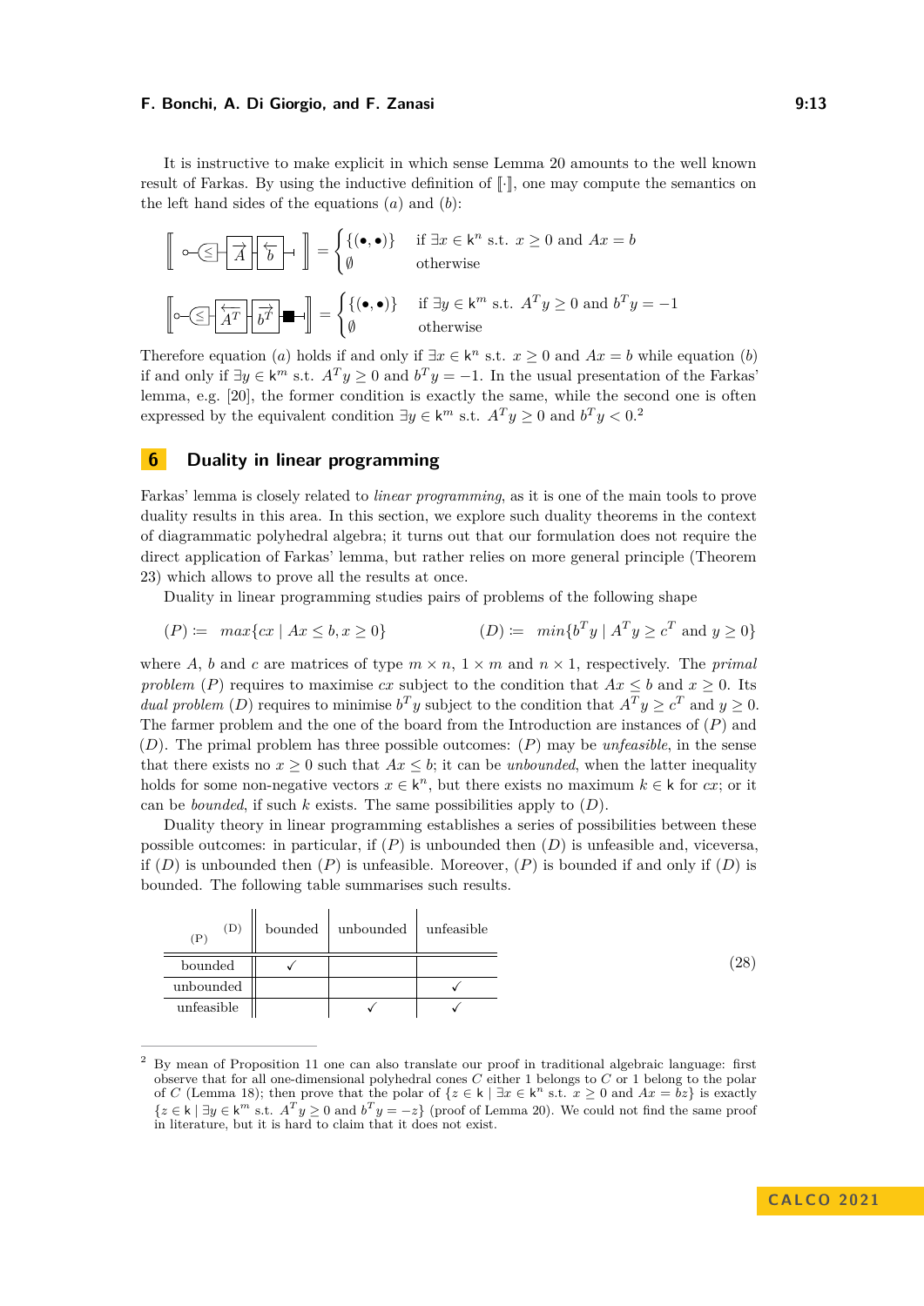It is instructive to make explicit in which sense Lemma 20 amounts to the well known result of Farkas. By using the inductive definition of $[\![\cdot]\!]$, one may compute the semantics on the left hand sides of the equations $(a)$ and $(b)$:

$$[\![ \circ\!-\!\langle\leq\rangle\!-\!\boxed{\overrightarrow{A}}\!-\!\boxed{\overleftarrow{b}}\!-\!\vdash ]\!] = \begin{cases} \{(\bullet,\bullet)\} & \text{if } \exists x \in \mathsf{k}^n \text{ s.t. } x \geq 0 \text{ and } Ax = b \\ \emptyset & \text{otherwise} \end{cases}$$

$$[\![ \circ\!-\!\langle\leq\rangle\!-\!\boxed{\overleftarrow{A^T}}\!-\!\boxed{\overrightarrow{b^T}}\!-\!\blacksquare\!-\!\vdash ]\!] = \begin{cases} \{(\bullet,\bullet)\} & \text{if } \exists y \in \mathsf{k}^m \text{ s.t. } A^T y \geq 0 \text{ and } b^T y = -1 \\ \emptyset & \text{otherwise} \end{cases}$$

Therefore equation $(a)$ holds if and only if $\exists x \in \mathsf{k}^n$ s.t. $x \geq 0$ and $Ax = b$ while equation $(b)$ if and only if $\exists y \in \mathsf{k}^m$ s.t. $A^T y \geq 0$ and $b^T y = -1$. In the usual presentation of the Farkas' lemma, e.g. [20], the former condition is exactly the same, while the second one is often expressed by the equivalent condition $\exists y \in \mathsf{k}^m$ s.t. $A^T y \geq 0$ and $b^T y < 0$.[2]

## 6 Duality in linear programming

Farkas' lemma is closely related to *linear programming*, as it is one of the main tools to prove duality results in this area. In this section, we explore such duality theorems in the context of diagrammatic polyhedral algebra; it turns out that our formulation does not require the direct application of Farkas' lemma, but rather relies on more general principle (Theorem 23) which allows to prove all the results at once.

Duality in linear programming studies pairs of problems of the following shape

$$(P) := \quad max\{cx \mid Ax \leq b, x \geq 0\} \qquad\qquad (D) := \quad min\{b^T y \mid A^T y \geq c^T \text{ and } y \geq 0\}$$

where $A$, $b$ and $c$ are matrices of type $m \times n$, $1 \times m$ and $n \times 1$, respectively. The *primal problem* $(P)$ requires to maximise $cx$ subject to the condition that $Ax \leq b$ and $x \geq 0$. Its *dual problem* $(D)$ requires to minimise $b^T y$ subject to the condition that $A^T y \geq c^T$ and $y \geq 0$. The farmer problem and the one of the board from the Introduction are instances of $(P)$ and $(D)$. The primal problem has three possible outcomes: $(P)$ may be *unfeasible*, in the sense that there exists no $x \geq 0$ such that $Ax \leq b$; it can be *unbounded*, when the latter inequality holds for some non-negative vectors $x \in \mathsf{k}^n$, but there exists no maximum $k \in \mathsf{k}$ for $cx$; or it can be *bounded*, if such $k$ exists. The same possibilities apply to $(D)$.

Duality theory in linear programming establishes a series of possibilities between these possible outcomes: in particular, if $(P)$ is unbounded then $(D)$ is unfeasible and, viceversa, if $(D)$ is unbounded then $(P)$ is unfeasible. Moreover, $(P)$ is bounded if and only if $(D)$ is bounded. The following table summarises such results.

| (P) \ (D) | bounded | unbounded | unfeasible |
|---|---|---|---|
| bounded | ✓ | | |
| unbounded | | | ✓ |
| unfeasible | | ✓ | ✓ |

(28)

---

[2] By mean of Proposition 11 one can also translate our proof in traditional algebraic language: first observe that for all one-dimensional polyhedral cones $C$ either 1 belongs to $C$ or 1 belong to the polar of $C$ (Lemma 18); then prove that the polar of $\{z \in \mathsf{k} \mid \exists x \in \mathsf{k}^n \text{ s.t. } x \geq 0 \text{ and } Ax = bz\}$ is exactly $\{z \in \mathsf{k} \mid \exists y \in \mathsf{k}^m \text{ s.t. } A^T y \geq 0 \text{ and } b^T y = -z\}$ (proof of Lemma 20). We could not find the same proof in literature, but it is hard to claim that it does not exist.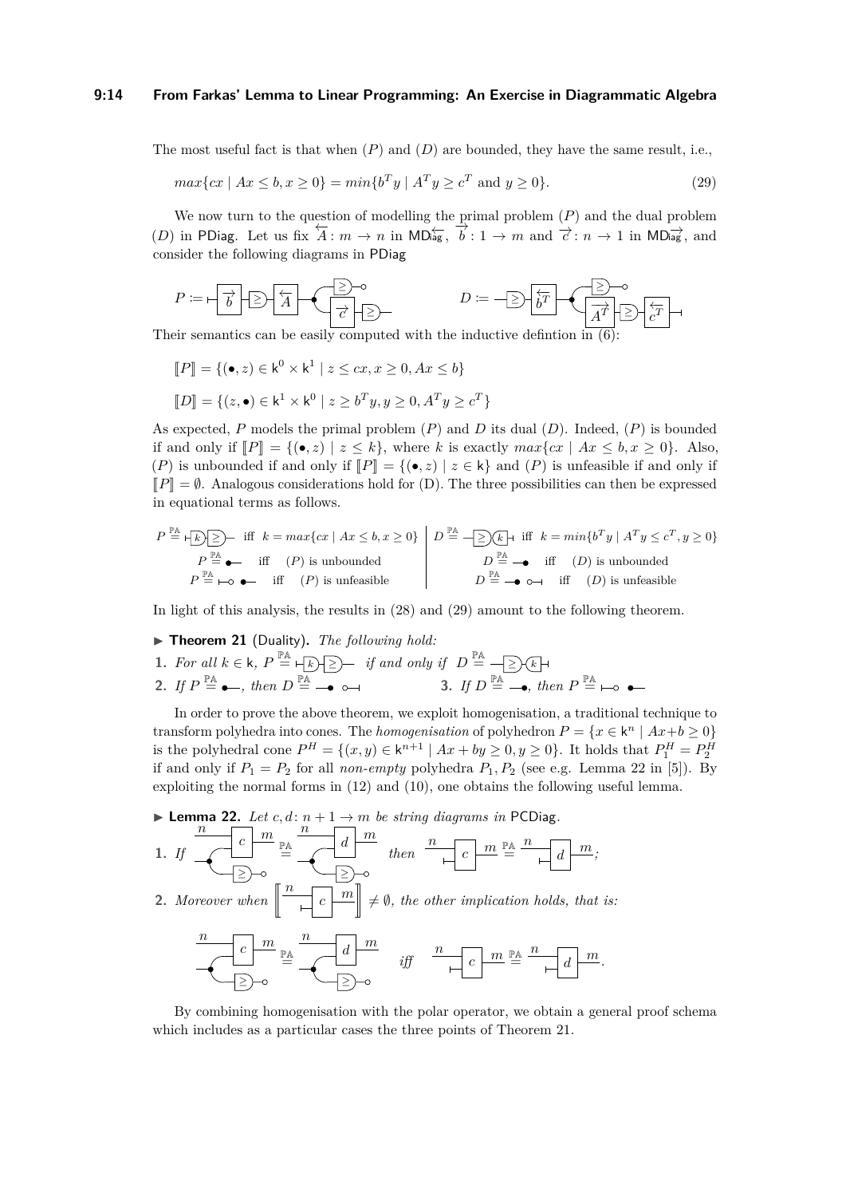The most useful fact is that when $(P)$ and $(D)$ are bounded, they have the same result, i.e.,

$$max\{cx \mid Ax \leq b, x \geq 0\} = min\{b^T y \mid A^T y \geq c^T \text{ and } y \geq 0\}. \tag{29}$$

We now turn to the question of modelling the primal problem $(P)$ and the dual problem $(D)$ in PDiag. Let us fix $\overleftarrow{A}: m \to n$ in $\mathsf{MD}_{\overleftarrow{\mathsf{iag}}}$, $\overrightarrow{b}: 1 \to m$ and $\overrightarrow{c}: n \to 1$ in $\mathsf{MD}_{\overrightarrow{\mathsf{iag}}}$, and consider the following diagrams in PDiag

$P :=$ [diagram] $\qquad D :=$ [diagram]

Their semantics can be easily computed with the inductive defintion in (6):

$$[\![P]\!] = \{(\bullet, z) \in \mathsf{k}^0 \times \mathsf{k}^1 \mid z \leq cx, x \geq 0, Ax \leq b\}$$

$$[\![D]\!] = \{(z, \bullet) \in \mathsf{k}^1 \times \mathsf{k}^0 \mid z \geq b^T y, y \geq 0, A^T y \geq c^T\}$$

As expected, $P$ models the primal problem $(P)$ and $D$ its dual $(D)$. Indeed, $(P)$ is bounded if and only if $[\![P]\!] = \{(\bullet, z) \mid z \leq k\}$, where $k$ is exactly $max\{cx \mid Ax \leq b, x \geq 0\}$. Also, $(P)$ is unbounded if and only if $[\![P]\!] = \{(\bullet, z) \mid z \in \mathsf{k}\}$ and $(P)$ is unfeasible if and only if $[\![P]\!] = \emptyset$. Analogous considerations hold for (D). The three possibilities can then be expressed in equational terms as follows.

| | |
|---|---|
| $P \stackrel{\mathbb{PA}}{=}$ [diagram] iff $k = max\{cx \mid Ax \leq b, x \geq 0\}$ | $D \stackrel{\mathbb{PA}}{=}$ [diagram] iff $k = min\{b^T y \mid A^T y \leq c^T, y \geq 0\}$ |
| $P \stackrel{\mathbb{PA}}{=}$ [diagram] iff $(P)$ is unbounded | $D \stackrel{\mathbb{PA}}{=}$ [diagram] iff $(D)$ is unbounded |
| $P \stackrel{\mathbb{PA}}{=}$ [diagram] iff $(P)$ is unfeasible | $D \stackrel{\mathbb{PA}}{=}$ [diagram] iff $(D)$ is unfeasible |

In light of this analysis, the results in (28) and (29) amount to the following theorem.

▶ **Theorem 21** (Duality). *The following hold:*

1. *For all $k \in \mathsf{k}$, $P \stackrel{\mathbb{PA}}{=}$ [diagram] if and only if $D \stackrel{\mathbb{PA}}{=}$ [diagram]*
2. *If $P \stackrel{\mathbb{PA}}{=}$ [diagram], then $D \stackrel{\mathbb{PA}}{=}$ [diagram]*
3. *If $D \stackrel{\mathbb{PA}}{=}$ [diagram], then $P \stackrel{\mathbb{PA}}{=}$ [diagram]*

In order to prove the above theorem, we exploit homogenisation, a traditional technique to transform polyhedra into cones. The *homogenisation* of polyhedron $P = \{x \in \mathsf{k}^n \mid Ax + b \geq 0\}$ is the polyhedral cone $P^H = \{(x, y) \in \mathsf{k}^{n+1} \mid Ax + by \geq 0, y \geq 0\}$. It holds that $P_1^H = P_2^H$ if and only if $P_1 = P_2$ for all *non-empty* polyhedra $P_1, P_2$ (see e.g. Lemma 22 in [5]). By exploiting the normal forms in (12) and (10), one obtains the following useful lemma.

▶ **Lemma 22.** *Let $c, d: n + 1 \to m$ be string diagrams in* PCDiag.

1. *If* [diagram] $\stackrel{\mathbb{PA}}{=}$ [diagram] *then* [diagram] $\stackrel{\mathbb{PA}}{=}$ [diagram]*;*
2. *Moreover when* $[\![$ [diagram] $]\!] \neq \emptyset$*, the other implication holds, that is:*

[diagram] $\stackrel{\mathbb{PA}}{=}$ [diagram] *iff* [diagram] $\stackrel{\mathbb{PA}}{=}$ [diagram].

By combining homogenisation with the polar operator, we obtain a general proof schema which includes as a particular cases the three points of Theorem 21.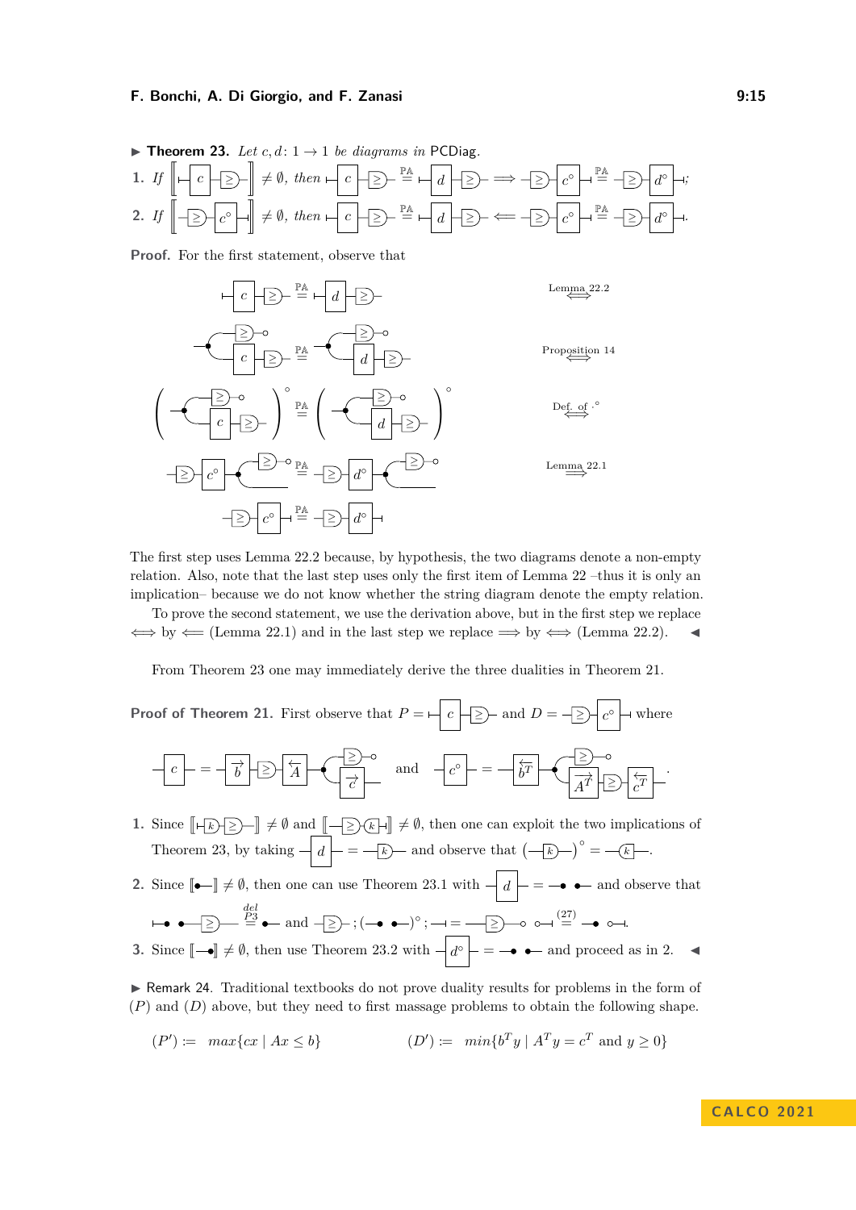**Theorem 23.** *Let $c, d \colon 1 \to 1$ be diagrams in* PCDiag.

1. *If* $\llbracket \vdash c \geq \rrbracket \neq \emptyset$*, then* $\vdash c \geq \stackrel{\mathbb{PA}}{=} \vdash d \geq \implies \geq c^\circ \dashv \stackrel{\mathbb{PA}}{=} \geq d^\circ \dashv$;
2. *If* $\llbracket \geq c^\circ \dashv \rrbracket \neq \emptyset$*, then* $\vdash c \geq \stackrel{\mathbb{PA}}{=} \vdash d \geq \impliedby \geq c^\circ \dashv \stackrel{\mathbb{PA}}{=} \geq d^\circ \dashv$.

**Proof.** For the first statement, observe that

$$\vdash c \geq \stackrel{\mathbb{PA}}{=} \vdash d \geq \qquad \stackrel{\text{Lemma 22.2}}{\iff}$$

$$\text{(diagram with } c\text{)} \stackrel{\mathbb{PA}}{=} \text{(diagram with } d\text{)} \qquad \stackrel{\text{Proposition 14}}{\iff}$$

$$(\ldots c \ldots)^\circ \stackrel{\mathbb{PA}}{=} (\ldots d \ldots)^\circ \qquad \stackrel{\text{Def. of } \cdot^\circ}{\iff}$$

$$\geq c^\circ \ldots \stackrel{\mathbb{PA}}{=} \geq d^\circ \ldots \qquad \stackrel{\text{Lemma 22.1}}{\implies}$$

$$\geq c^\circ \dashv \stackrel{\mathbb{PA}}{=} \geq d^\circ \dashv$$

The first step uses Lemma 22.2 because, by hypothesis, the two diagrams denote a non-empty relation. Also, note that the last step uses only the first item of Lemma 22 –thus it is only an implication– because we do not know whether the string diagram denote the empty relation.

To prove the second statement, we use the derivation above, but in the first step we replace $\iff$ by $\impliedby$ (Lemma 22.1) and in the last step we replace $\implies$ by $\iff$ (Lemma 22.2). ◀

From Theorem 23 one may immediately derive the three dualities in Theorem 21.

**Proof of Theorem 21.** First observe that $P = \vdash c \geq$ and $D = \geq c^\circ \dashv$ where

$$-c- = -\vec{b} \geq \overleftarrow{A} \ldots \vec{c} \quad \text{and} \quad -c^\circ- = -\overleftarrow{b^T} \ldots \overrightarrow{A^T} \geq \overleftarrow{c^T}- .$$

1. Since $\llbracket \vdash k \geq \rrbracket \neq \emptyset$ and $\llbracket \geq k \dashv \rrbracket \neq \emptyset$, then one can exploit the two implications of Theorem 23, by taking $-d- = -k-$ and observe that $(-k-)^\circ = -k-$.
2. Since $\llbracket \bullet\!- \rrbracket \neq \emptyset$, then one can use Theorem 23.1 with $-d- = -\bullet \;\; \bullet-$ and observe that $\vdash\bullet \;\; \bullet \geq \stackrel{del}{\stackrel{P3}{=}} \bullet-$ and $\geq ; (-\bullet \;\; \bullet-)^\circ ; \dashv = \geq \circ \;\; \circ\!\dashv \stackrel{(27)}{=} -\bullet \;\; \circ\!\dashv$.
3. Since $\llbracket -\bullet \rrbracket \neq \emptyset$, then use Theorem 23.2 with $-d^\circ- = -\bullet \;\; \bullet-$ and proceed as in 2. ◀

**Remark 24.** Traditional textbooks do not prove duality results for problems in the form of $(P)$ and $(D)$ above, but they need to first massage problems to obtain the following shape.

$$(P') \coloneqq \quad max\{cx \mid Ax \leq b\} \qquad\qquad (D') \coloneqq \quad min\{b^T y \mid A^T y = c^T \text{ and } y \geq 0\}$$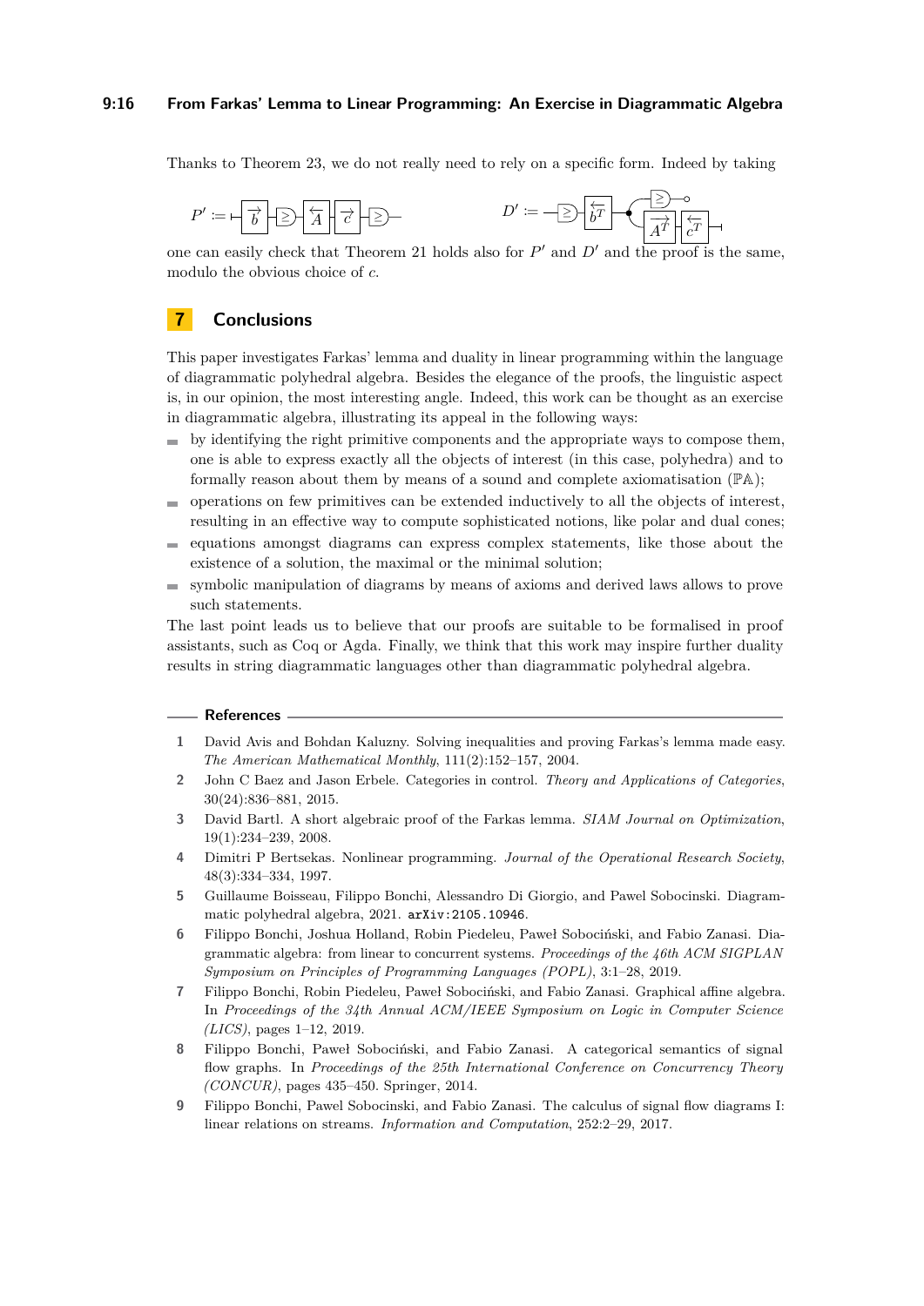Thanks to Theorem 23, we do not really need to rely on a specific form. Indeed by taking

$$P' := \vdash\!\boxed{\overrightarrow{b}}\!-\!\geq\!-\!\boxed{\overleftarrow{A}}\!-\!\boxed{\overrightarrow{c}}\!-\!\geq\!- \qquad D' := -\geq-\boxed{\overleftarrow{b^T}}-\bullet\!\!<\!\begin{matrix}\geq\!-\!\circ \\ \boxed{\overrightarrow{A^T}}\!-\!\boxed{\overleftarrow{c^T}}\!\dashv\end{matrix}$$

one can easily check that Theorem 21 holds also for $P'$ and $D'$ and the proof is the same, modulo the obvious choice of $c$.

## 7 Conclusions

This paper investigates Farkas' lemma and duality in linear programming within the language of diagrammatic polyhedral algebra. Besides the elegance of the proofs, the linguistic aspect is, in our opinion, the most interesting angle. Indeed, this work can be thought as an exercise in diagrammatic algebra, illustrating its appeal in the following ways:

- by identifying the right primitive components and the appropriate ways to compose them, one is able to express exactly all the objects of interest (in this case, polyhedra) and to formally reason about them by means of a sound and complete axiomatisation ($\mathbb{PA}$);
- operations on few primitives can be extended inductively to all the objects of interest, resulting in an effective way to compute sophisticated notions, like polar and dual cones;
- equations amongst diagrams can express complex statements, like those about the existence of a solution, the maximal or the minimal solution;
- symbolic manipulation of diagrams by means of axioms and derived laws allows to prove such statements.

The last point leads us to believe that our proofs are suitable to be formalised in proof assistants, such as Coq or Agda. Finally, we think that this work may inspire further duality results in string diagrammatic languages other than diagrammatic polyhedral algebra.

## References

1. David Avis and Bohdan Kaluzny. Solving inequalities and proving Farkas's lemma made easy. *The American Mathematical Monthly*, 111(2):152–157, 2004.
2. John C Baez and Jason Erbele. Categories in control. *Theory and Applications of Categories*, 30(24):836–881, 2015.
3. David Bartl. A short algebraic proof of the Farkas lemma. *SIAM Journal on Optimization*, 19(1):234–239, 2008.
4. Dimitri P Bertsekas. Nonlinear programming. *Journal of the Operational Research Society*, 48(3):334–334, 1997.
5. Guillaume Boisseau, Filippo Bonchi, Alessandro Di Giorgio, and Pawel Sobocinski. Diagrammatic polyhedral algebra, 2021. `arXiv:2105.10946`.
6. Filippo Bonchi, Joshua Holland, Robin Piedeleu, Paweł Sobociński, and Fabio Zanasi. Diagrammatic algebra: from linear to concurrent systems. *Proceedings of the 46th ACM SIGPLAN Symposium on Principles of Programming Languages (POPL)*, 3:1–28, 2019.
7. Filippo Bonchi, Robin Piedeleu, Paweł Sobociński, and Fabio Zanasi. Graphical affine algebra. In *Proceedings of the 34th Annual ACM/IEEE Symposium on Logic in Computer Science (LICS)*, pages 1–12, 2019.
8. Filippo Bonchi, Paweł Sobociński, and Fabio Zanasi. A categorical semantics of signal flow graphs. In *Proceedings of the 25th International Conference on Concurrency Theory (CONCUR)*, pages 435–450. Springer, 2014.
9. Filippo Bonchi, Pawel Sobocinski, and Fabio Zanasi. The calculus of signal flow diagrams I: linear relations on streams. *Information and Computation*, 252:2–29, 2017.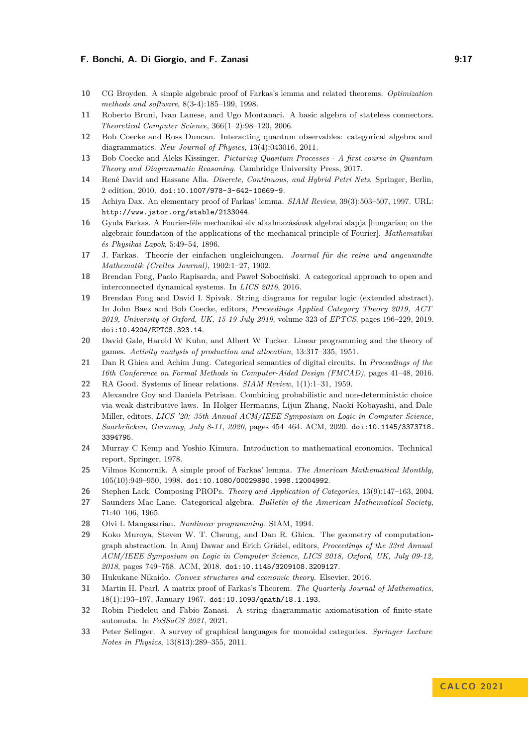10 CG Broyden. A simple algebraic proof of Farkas's lemma and related theorems. *Optimization methods and software*, 8(3-4):185–199, 1998.

11 Roberto Bruni, Ivan Lanese, and Ugo Montanari. A basic algebra of stateless connectors. *Theoretical Computer Science*, 366(1–2):98–120, 2006.

12 Bob Coecke and Ross Duncan. Interacting quantum observables: categorical algebra and diagrammatics. *New Journal of Physics*, 13(4):043016, 2011.

13 Bob Coecke and Aleks Kissinger. *Picturing Quantum Processes - A first course in Quantum Theory and Diagrammatic Reasoning*. Cambridge University Press, 2017.

14 René David and Hassane Alla. *Discrete, Continuous, and Hybrid Petri Nets*. Springer, Berlin, 2 edition, 2010. doi:10.1007/978-3-642-10669-9.

15 Achiya Dax. An elementary proof of Farkas' lemma. *SIAM Review*, 39(3):503–507, 1997. URL: http://www.jstor.org/stable/2133044.

16 Gyula Farkas. A Fourier-féle mechanikai elv alkalmazásának algebrai alapja [hungarian; on the algebraic foundation of the applications of the mechanical principle of Fourier]. *Mathematikai és Physikai Lapok*, 5:49–54, 1896.

17 J. Farkas. Theorie der einfachen ungleichungen. *Journal für die reine und angewandte Mathematik (Crelles Journal)*, 1902:1–27, 1902.

18 Brendan Fong, Paolo Rapisarda, and Paweł Sobociński. A categorical approach to open and interconnected dynamical systems. In *LICS 2016*, 2016.

19 Brendan Fong and David I. Spivak. String diagrams for regular logic (extended abstract). In John Baez and Bob Coecke, editors, *Proceedings Applied Category Theory 2019, ACT 2019, University of Oxford, UK, 15-19 July 2019*, volume 323 of *EPTCS*, pages 196–229, 2019. doi:10.4204/EPTCS.323.14.

20 David Gale, Harold W Kuhn, and Albert W Tucker. Linear programming and the theory of games. *Activity analysis of production and allocation*, 13:317–335, 1951.

21 Dan R Ghica and Achim Jung. Categorical semantics of digital circuits. In *Proceedings of the 16th Conference on Formal Methods in Computer-Aided Design (FMCAD)*, pages 41–48, 2016.

22 RA Good. Systems of linear relations. *SIAM Review*, 1(1):1–31, 1959.

23 Alexandre Goy and Daniela Petrisan. Combining probabilistic and non-deterministic choice via weak distributive laws. In Holger Hermanns, Lijun Zhang, Naoki Kobayashi, and Dale Miller, editors, *LICS '20: 35th Annual ACM/IEEE Symposium on Logic in Computer Science, Saarbrücken, Germany, July 8-11, 2020*, pages 454–464. ACM, 2020. doi:10.1145/3373718.3394795.

24 Murray C Kemp and Yoshio Kimura. Introduction to mathematical economics. Technical report, Springer, 1978.

25 Vilmos Komornik. A simple proof of Farkas' lemma. *The American Mathematical Monthly*, 105(10):949–950, 1998. doi:10.1080/00029890.1998.12004992.

26 Stephen Lack. Composing PROPs. *Theory and Application of Categories*, 13(9):147–163, 2004.

27 Saunders Mac Lane. Categorical algebra. *Bulletin of the American Mathematical Society*, 71:40–106, 1965.

28 Olvi L Mangasarian. *Nonlinear programming*. SIAM, 1994.

29 Koko Muroya, Steven W. T. Cheung, and Dan R. Ghica. The geometry of computation-graph abstraction. In Anuj Dawar and Erich Grädel, editors, *Proceedings of the 33rd Annual ACM/IEEE Symposium on Logic in Computer Science, LICS 2018, Oxford, UK, July 09-12, 2018*, pages 749–758. ACM, 2018. doi:10.1145/3209108.3209127.

30 Hukukane Nikaido. *Convex structures and economic theory*. Elsevier, 2016.

31 Martin H. Pearl. A matrix proof of Farkas's Theorem. *The Quarterly Journal of Mathematics*, 18(1):193–197, January 1967. doi:10.1093/qmath/18.1.193.

32 Robin Piedeleu and Fabio Zanasi. A string diagrammatic axiomatisation of finite-state automata. In *FoSSaCS 2021*, 2021.

33 Peter Selinger. A survey of graphical languages for monoidal categories. *Springer Lecture Notes in Physics*, 13(813):289–355, 2011.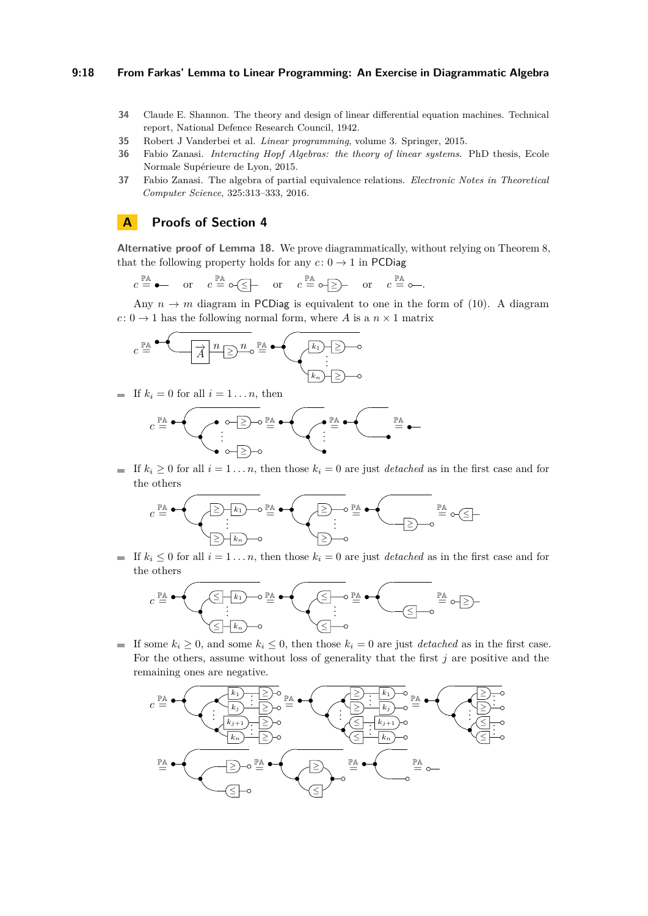34 Claude E. Shannon. The theory and design of linear differential equation machines. Technical report, National Defence Research Council, 1942.

35 Robert J Vanderbei et al. *Linear programming*, volume 3. Springer, 2015.

36 Fabio Zanasi. *Interacting Hopf Algebras: the theory of linear systems*. PhD thesis, Ecole Normale Supérieure de Lyon, 2015.

37 Fabio Zanasi. The algebra of partial equivalence relations. *Electronic Notes in Theoretical Computer Science*, 325:313–333, 2016.

# A Proofs of Section 4

**Alternative proof of Lemma 18.** We prove diagrammatically, without relying on Theorem 8, that the following property holds for any $c\colon 0 \to 1$ in PCDiag

$c \stackrel{\mathbb{PA}}{=}$ •— or $c \stackrel{\mathbb{PA}}{=}$ ○-$\leq$- or $c \stackrel{\mathbb{PA}}{=}$ ○-$\geq$- or $c \stackrel{\mathbb{PA}}{=}$ ○—.

Any $n \to m$ diagram in PCDiag is equivalent to one in the form of (10). A diagram $c\colon 0 \to 1$ has the following normal form, where $A$ is a $n \times 1$ matrix

- If $k_i = 0$ for all $i = 1 \dots n$, then

- If $k_i \geq 0$ for all $i = 1 \dots n$, then those $k_i = 0$ are just *detached* as in the first case and for the others

- If $k_i \leq 0$ for all $i = 1 \dots n$, then those $k_i = 0$ are just *detached* as in the first case and for the others

- If some $k_i \geq 0$, and some $k_i \leq 0$, then those $k_i = 0$ are just *detached* as in the first case. For the others, assume without loss of generality that the first $j$ are positive and the remaining ones are negative.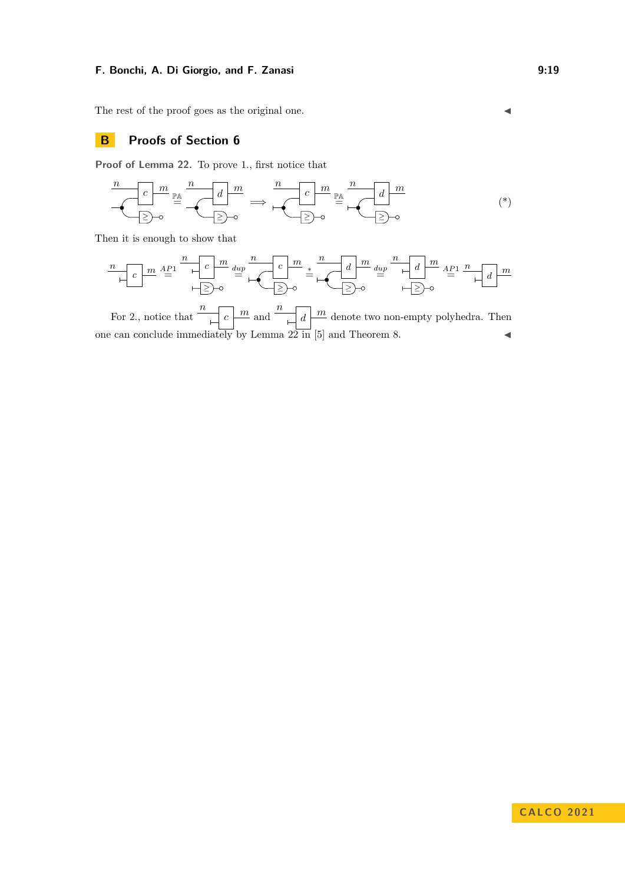The rest of the proof goes as the original one. ◀

# B Proofs of Section 6

**Proof of Lemma 22.** To prove 1., first notice that

$$(*)$$

Then it is enough to show that

For 2., notice that $c$ and $d$ denote two non-empty polyhedra. Then one can conclude immediately by Lemma 22 in [5] and Theorem 8. ◀